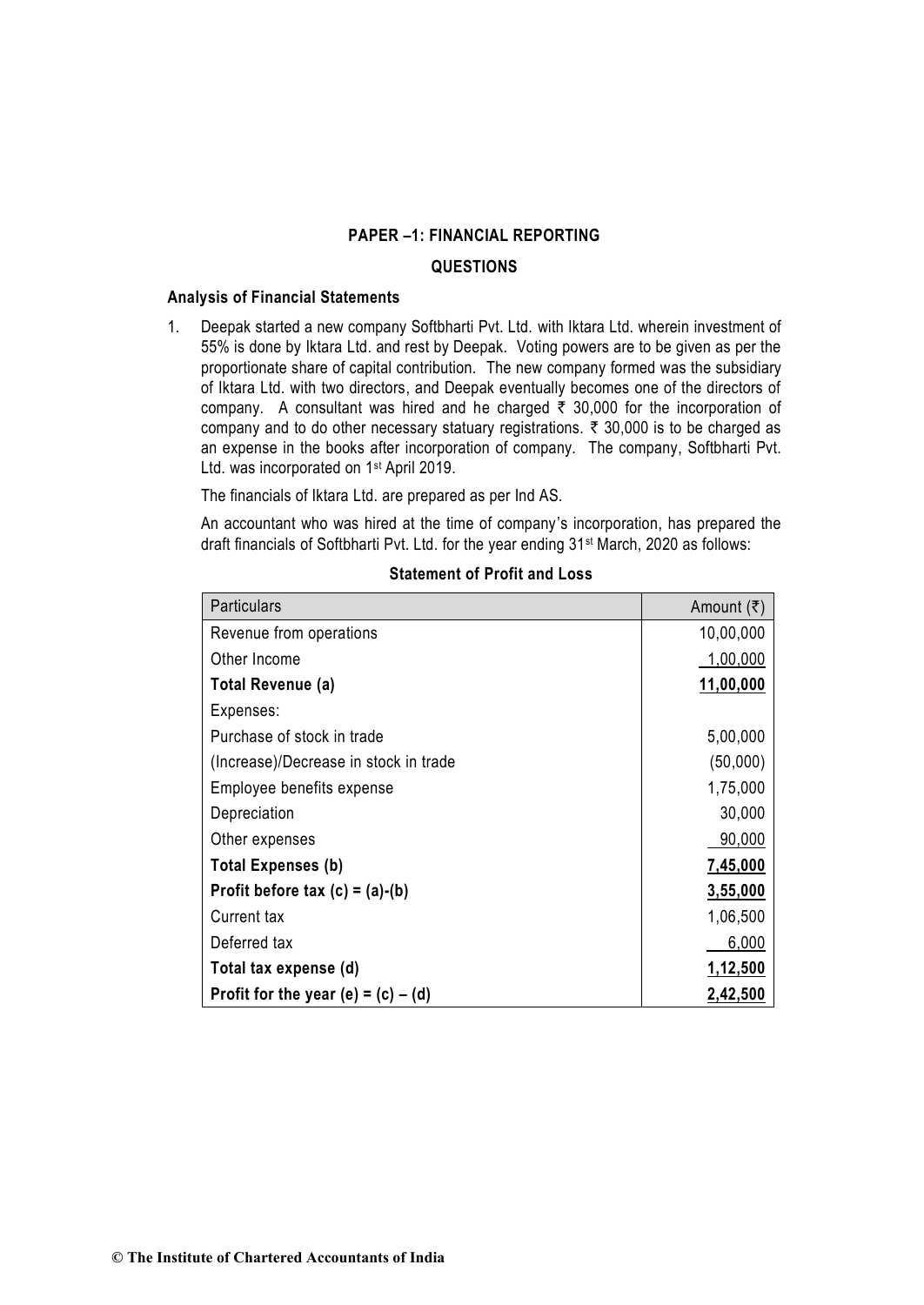# PAPER –1: FINANCIAL REPORTING

## QUESTIONS

### Analysis of Financial Statements

1. Deepak started a new company Softbharti Pvt. Ltd. with Iktara Ltd. wherein investment of 55% is done by Iktara Ltd. and rest by Deepak. Voting powers are to be given as per the proportionate share of capital contribution. The new company formed was the subsidiary of Iktara Ltd. with two directors, and Deepak eventually becomes one of the directors of company. A consultant was hired and he charged ₹ 30,000 for the incorporation of company and to do other necessary statuary registrations. ₹ 30,000 is to be charged as an expense in the books after incorporation of company. The company, Softbharti Pvt. Ltd. was incorporated on 1st April 2019.

   The financials of Iktara Ltd. are prepared as per Ind AS.

   An accountant who was hired at the time of company's incorporation, has prepared the draft financials of Softbharti Pvt. Ltd. for the year ending 31st March, 2020 as follows:

**Statement of Profit and Loss**

| Particulars | Amount (₹) |
|---|---|
| Revenue from operations | 10,00,000 |
| Other Income | 1,00,000 |
| **Total Revenue (a)** | **11,00,000** |
| Expenses: | |
| Purchase of stock in trade | 5,00,000 |
| (Increase)/Decrease in stock in trade | (50,000) |
| Employee benefits expense | 1,75,000 |
| Depreciation | 30,000 |
| Other expenses | 90,000 |
| **Total Expenses (b)** | **7,45,000** |
| **Profit before tax (c) = (a)-(b)** | **3,55,000** |
| Current tax | 1,06,500 |
| Deferred tax | 6,000 |
| **Total tax expense (d)** | **1,12,500** |
| **Profit for the year (e) = (c) – (d)** | **2,42,500** |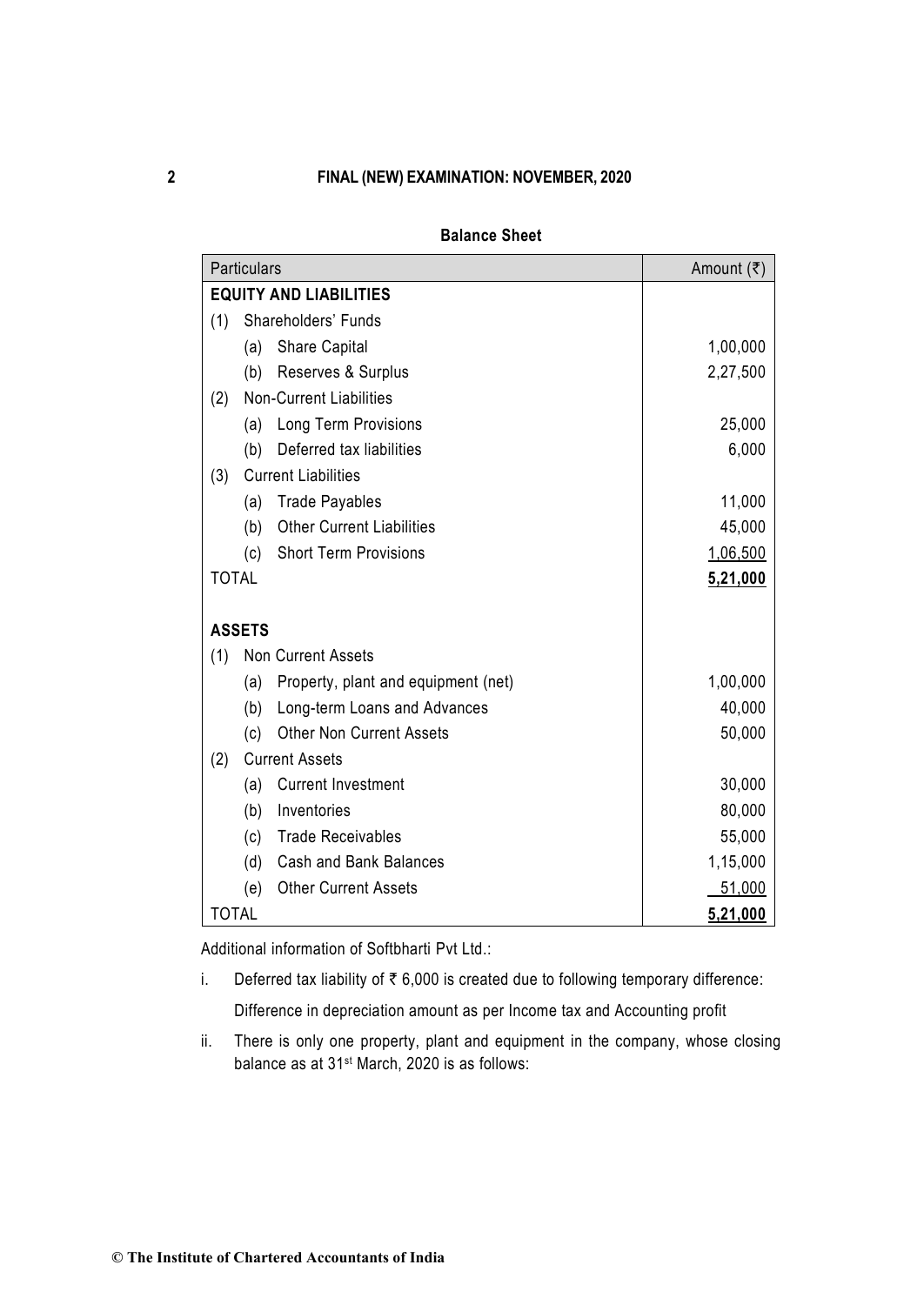**Balance Sheet**

| Particulars | Amount (₹) |
|---|---|
| **EQUITY AND LIABILITIES** | |
| (1) Shareholders' Funds | |
| (a) Share Capital | 1,00,000 |
| (b) Reserves & Surplus | 2,27,500 |
| (2) Non-Current Liabilities | |
| (a) Long Term Provisions | 25,000 |
| (b) Deferred tax liabilities | 6,000 |
| (3) Current Liabilities | |
| (a) Trade Payables | 11,000 |
| (b) Other Current Liabilities | 45,000 |
| (c) Short Term Provisions | 1,06,500 |
| TOTAL | **5,21,000** |
| | |
| **ASSETS** | |
| (1) Non Current Assets | |
| (a) Property, plant and equipment (net) | 1,00,000 |
| (b) Long-term Loans and Advances | 40,000 |
| (c) Other Non Current Assets | 50,000 |
| (2) Current Assets | |
| (a) Current Investment | 30,000 |
| (b) Inventories | 80,000 |
| (c) Trade Receivables | 55,000 |
| (d) Cash and Bank Balances | 1,15,000 |
| (e) Other Current Assets | 51,000 |
| TOTAL | **5,21,000** |

Additional information of Softbharti Pvt Ltd.:

i. Deferred tax liability of ₹ 6,000 is created due to following temporary difference:

   Difference in depreciation amount as per Income tax and Accounting profit

ii. There is only one property, plant and equipment in the company, whose closing balance as at 31st March, 2020 is as follows: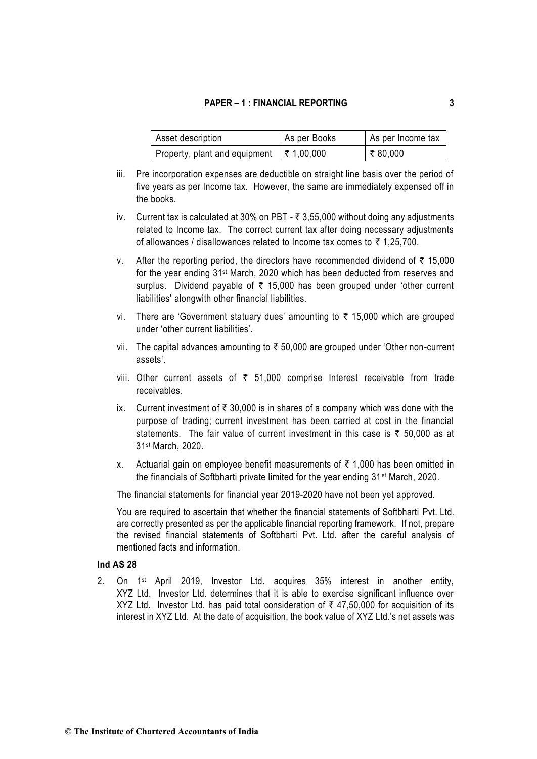| Asset description | As per Books | As per Income tax |
|---|---|---|
| Property, plant and equipment | ₹ 1,00,000 | ₹ 80,000 |

iii. Pre incorporation expenses are deductible on straight line basis over the period of five years as per Income tax. However, the same are immediately expensed off in the books.

iv. Current tax is calculated at 30% on PBT - ₹ 3,55,000 without doing any adjustments related to Income tax. The correct current tax after doing necessary adjustments of allowances / disallowances related to Income tax comes to ₹ 1,25,700.

v. After the reporting period, the directors have recommended dividend of ₹ 15,000 for the year ending 31st March, 2020 which has been deducted from reserves and surplus. Dividend payable of ₹ 15,000 has been grouped under 'other current liabilities' alongwith other financial liabilities.

vi. There are 'Government statuary dues' amounting to ₹ 15,000 which are grouped under 'other current liabilities'.

vii. The capital advances amounting to ₹ 50,000 are grouped under 'Other non-current assets'.

viii. Other current assets of ₹ 51,000 comprise Interest receivable from trade receivables.

ix. Current investment of ₹ 30,000 is in shares of a company which was done with the purpose of trading; current investment has been carried at cost in the financial statements. The fair value of current investment in this case is ₹ 50,000 as at 31st March, 2020.

x. Actuarial gain on employee benefit measurements of ₹ 1,000 has been omitted in the financials of Softbharti private limited for the year ending 31st March, 2020.

The financial statements for financial year 2019-2020 have not been yet approved.

You are required to ascertain that whether the financial statements of Softbharti Pvt. Ltd. are correctly presented as per the applicable financial reporting framework. If not, prepare the revised financial statements of Softbharti Pvt. Ltd. after the careful analysis of mentioned facts and information.

### Ind AS 28

2. On 1st April 2019, Investor Ltd. acquires 35% interest in another entity, XYZ Ltd. Investor Ltd. determines that it is able to exercise significant influence over XYZ Ltd. Investor Ltd. has paid total consideration of ₹ 47,50,000 for acquisition of its interest in XYZ Ltd. At the date of acquisition, the book value of XYZ Ltd.'s net assets was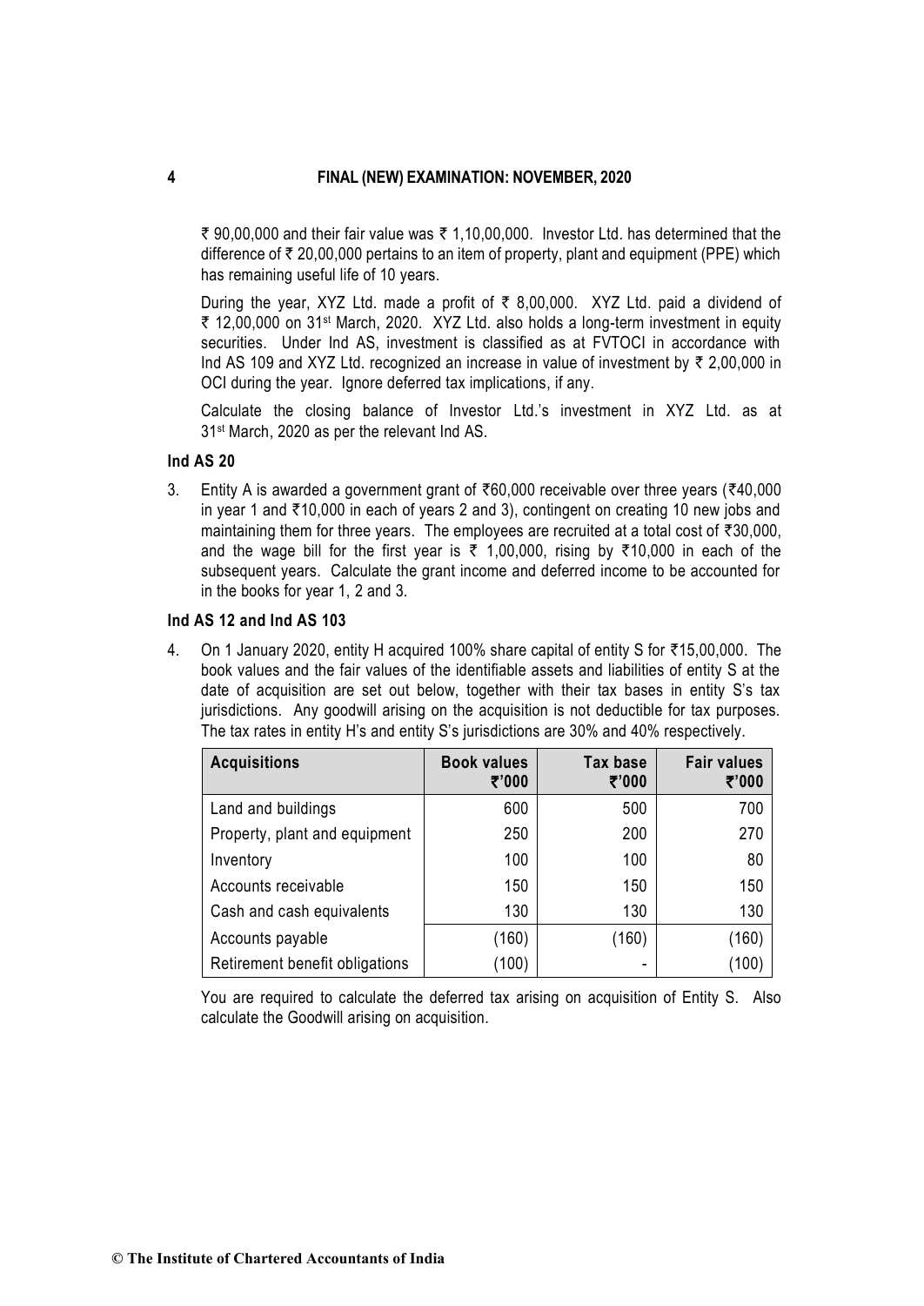₹ 90,00,000 and their fair value was ₹ 1,10,00,000. Investor Ltd. has determined that the difference of ₹ 20,00,000 pertains to an item of property, plant and equipment (PPE) which has remaining useful life of 10 years.

During the year, XYZ Ltd. made a profit of ₹ 8,00,000. XYZ Ltd. paid a dividend of ₹ 12,00,000 on 31st March, 2020. XYZ Ltd. also holds a long-term investment in equity securities. Under Ind AS, investment is classified as at FVTOCI in accordance with Ind AS 109 and XYZ Ltd. recognized an increase in value of investment by ₹ 2,00,000 in OCI during the year. Ignore deferred tax implications, if any.

Calculate the closing balance of Investor Ltd.'s investment in XYZ Ltd. as at 31st March, 2020 as per the relevant Ind AS.

**Ind AS 20**

3. Entity A is awarded a government grant of ₹60,000 receivable over three years (₹40,000 in year 1 and ₹10,000 in each of years 2 and 3), contingent on creating 10 new jobs and maintaining them for three years. The employees are recruited at a total cost of ₹30,000, and the wage bill for the first year is ₹ 1,00,000, rising by ₹10,000 in each of the subsequent years. Calculate the grant income and deferred income to be accounted for in the books for year 1, 2 and 3.

**Ind AS 12 and Ind AS 103**

4. On 1 January 2020, entity H acquired 100% share capital of entity S for ₹15,00,000. The book values and the fair values of the identifiable assets and liabilities of entity S at the date of acquisition are set out below, together with their tax bases in entity S's tax jurisdictions. Any goodwill arising on the acquisition is not deductible for tax purposes. The tax rates in entity H's and entity S's jurisdictions are 30% and 40% respectively.

| Acquisitions | Book values ₹'000 | Tax base ₹'000 | Fair values ₹'000 |
|---|---|---|---|
| Land and buildings | 600 | 500 | 700 |
| Property, plant and equipment | 250 | 200 | 270 |
| Inventory | 100 | 100 | 80 |
| Accounts receivable | 150 | 150 | 150 |
| Cash and cash equivalents | 130 | 130 | 130 |
| Accounts payable | (160) | (160) | (160) |
| Retirement benefit obligations | (100) | - | (100) |

You are required to calculate the deferred tax arising on acquisition of Entity S. Also calculate the Goodwill arising on acquisition.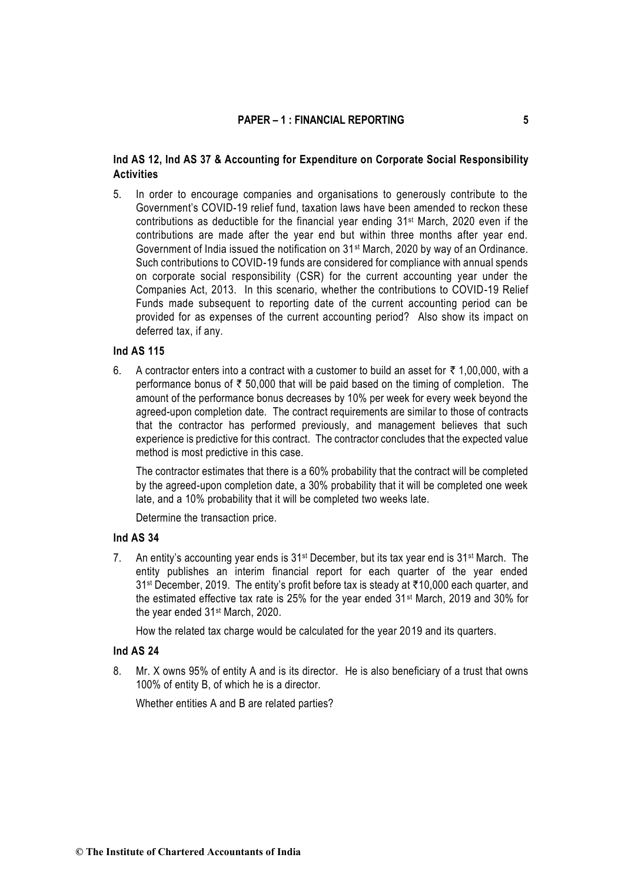### Ind AS 12, Ind AS 37 & Accounting for Expenditure on Corporate Social Responsibility Activities

5. In order to encourage companies and organisations to generously contribute to the Government's COVID-19 relief fund, taxation laws have been amended to reckon these contributions as deductible for the financial year ending 31st March, 2020 even if the contributions are made after the year end but within three months after year end. Government of India issued the notification on 31st March, 2020 by way of an Ordinance. Such contributions to COVID-19 funds are considered for compliance with annual spends on corporate social responsibility (CSR) for the current accounting year under the Companies Act, 2013. In this scenario, whether the contributions to COVID-19 Relief Funds made subsequent to reporting date of the current accounting period can be provided for as expenses of the current accounting period? Also show its impact on deferred tax, if any.

### Ind AS 115

6. A contractor enters into a contract with a customer to build an asset for ₹ 1,00,000, with a performance bonus of ₹ 50,000 that will be paid based on the timing of completion. The amount of the performance bonus decreases by 10% per week for every week beyond the agreed-upon completion date. The contract requirements are similar to those of contracts that the contractor has performed previously, and management believes that such experience is predictive for this contract. The contractor concludes that the expected value method is most predictive in this case.

   The contractor estimates that there is a 60% probability that the contract will be completed by the agreed-upon completion date, a 30% probability that it will be completed one week late, and a 10% probability that it will be completed two weeks late.

   Determine the transaction price.

### Ind AS 34

7. An entity's accounting year ends is 31st December, but its tax year end is 31st March. The entity publishes an interim financial report for each quarter of the year ended 31st December, 2019. The entity's profit before tax is steady at ₹10,000 each quarter, and the estimated effective tax rate is 25% for the year ended 31st March, 2019 and 30% for the year ended 31st March, 2020.

   How the related tax charge would be calculated for the year 2019 and its quarters.

### Ind AS 24

8. Mr. X owns 95% of entity A and is its director. He is also beneficiary of a trust that owns 100% of entity B, of which he is a director.

   Whether entities A and B are related parties?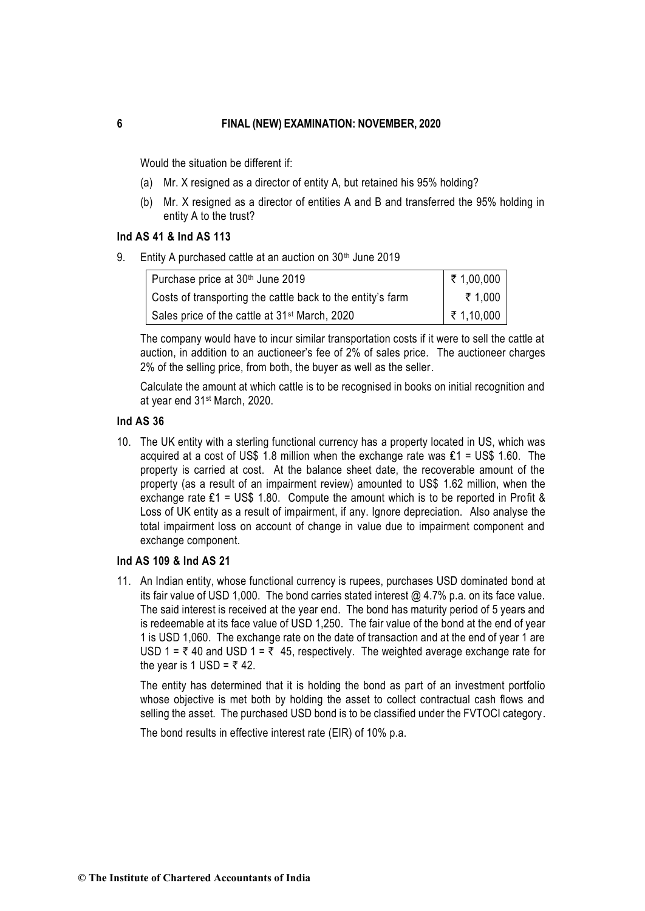Would the situation be different if:

(a) Mr. X resigned as a director of entity A, but retained his 95% holding?

(b) Mr. X resigned as a director of entities A and B and transferred the 95% holding in entity A to the trust?

### Ind AS 41 & Ind AS 113

9. Entity A purchased cattle at an auction on 30th June 2019

| Purchase price at 30th June 2019 | ₹ 1,00,000 |
|---|---|
| Costs of transporting the cattle back to the entity's farm | ₹ 1,000 |
| Sales price of the cattle at 31st March, 2020 | ₹ 1,10,000 |

The company would have to incur similar transportation costs if it were to sell the cattle at auction, in addition to an auctioneer's fee of 2% of sales price. The auctioneer charges 2% of the selling price, from both, the buyer as well as the seller.

Calculate the amount at which cattle is to be recognised in books on initial recognition and at year end 31st March, 2020.

### Ind AS 36

10. The UK entity with a sterling functional currency has a property located in US, which was acquired at a cost of US$ 1.8 million when the exchange rate was £1 = US$ 1.60. The property is carried at cost. At the balance sheet date, the recoverable amount of the property (as a result of an impairment review) amounted to US$ 1.62 million, when the exchange rate £1 = US$ 1.80. Compute the amount which is to be reported in Profit & Loss of UK entity as a result of impairment, if any. Ignore depreciation. Also analyse the total impairment loss on account of change in value due to impairment component and exchange component.

### Ind AS 109 & Ind AS 21

11. An Indian entity, whose functional currency is rupees, purchases USD dominated bond at its fair value of USD 1,000. The bond carries stated interest @ 4.7% p.a. on its face value. The said interest is received at the year end. The bond has maturity period of 5 years and is redeemable at its face value of USD 1,250. The fair value of the bond at the end of year 1 is USD 1,060. The exchange rate on the date of transaction and at the end of year 1 are USD 1 = ₹ 40 and USD 1 = ₹ 45, respectively. The weighted average exchange rate for the year is 1 USD = ₹ 42.

The entity has determined that it is holding the bond as part of an investment portfolio whose objective is met both by holding the asset to collect contractual cash flows and selling the asset. The purchased USD bond is to be classified under the FVTOCI category.

The bond results in effective interest rate (EIR) of 10% p.a.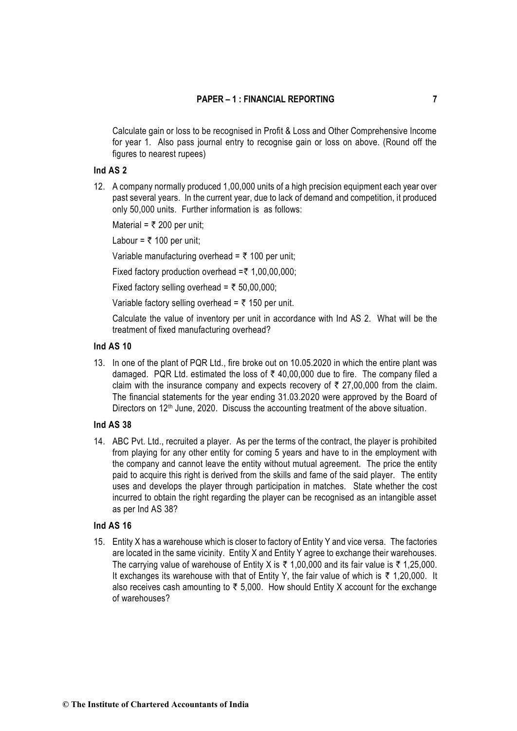Calculate gain or loss to be recognised in Profit & Loss and Other Comprehensive Income for year 1. Also pass journal entry to recognise gain or loss on above. (Round off the figures to nearest rupees)

### Ind AS 2

12. A company normally produced 1,00,000 units of a high precision equipment each year over past several years. In the current year, due to lack of demand and competition, it produced only 50,000 units. Further information is as follows:

    Material = ₹ 200 per unit;

    Labour = ₹ 100 per unit;

    Variable manufacturing overhead = ₹ 100 per unit;

    Fixed factory production overhead =₹ 1,00,00,000;

    Fixed factory selling overhead = ₹ 50,00,000;

    Variable factory selling overhead = ₹ 150 per unit.

    Calculate the value of inventory per unit in accordance with Ind AS 2. What will be the treatment of fixed manufacturing overhead?

### Ind AS 10

13. In one of the plant of PQR Ltd., fire broke out on 10.05.2020 in which the entire plant was damaged. PQR Ltd. estimated the loss of ₹ 40,00,000 due to fire. The company filed a claim with the insurance company and expects recovery of ₹ 27,00,000 from the claim. The financial statements for the year ending 31.03.2020 were approved by the Board of Directors on 12th June, 2020. Discuss the accounting treatment of the above situation.

### Ind AS 38

14. ABC Pvt. Ltd., recruited a player. As per the terms of the contract, the player is prohibited from playing for any other entity for coming 5 years and have to in the employment with the company and cannot leave the entity without mutual agreement. The price the entity paid to acquire this right is derived from the skills and fame of the said player. The entity uses and develops the player through participation in matches. State whether the cost incurred to obtain the right regarding the player can be recognised as an intangible asset as per Ind AS 38?

### Ind AS 16

15. Entity X has a warehouse which is closer to factory of Entity Y and vice versa. The factories are located in the same vicinity. Entity X and Entity Y agree to exchange their warehouses. The carrying value of warehouse of Entity X is ₹ 1,00,000 and its fair value is ₹ 1,25,000. It exchanges its warehouse with that of Entity Y, the fair value of which is ₹ 1,20,000. It also receives cash amounting to ₹ 5,000. How should Entity X account for the exchange of warehouses?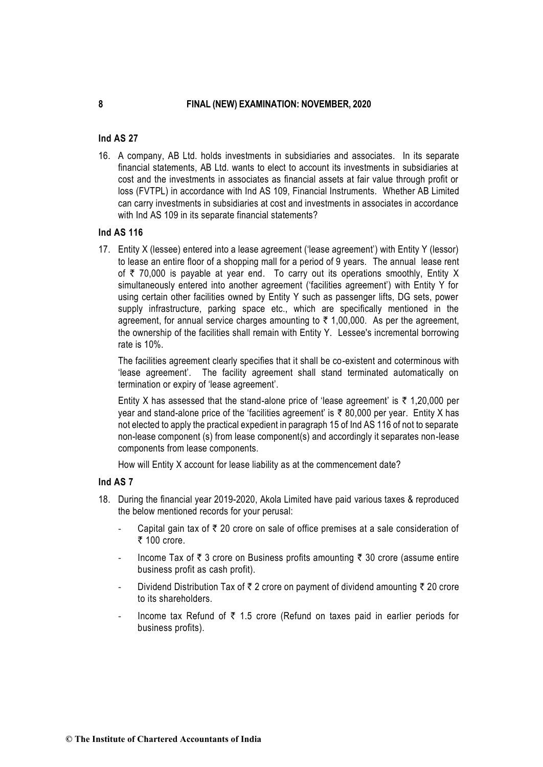### Ind AS 27

16. A company, AB Ltd. holds investments in subsidiaries and associates. In its separate financial statements, AB Ltd. wants to elect to account its investments in subsidiaries at cost and the investments in associates as financial assets at fair value through profit or loss (FVTPL) in accordance with Ind AS 109, Financial Instruments. Whether AB Limited can carry investments in subsidiaries at cost and investments in associates in accordance with Ind AS 109 in its separate financial statements?

### Ind AS 116

17. Entity X (lessee) entered into a lease agreement ('lease agreement') with Entity Y (lessor) to lease an entire floor of a shopping mall for a period of 9 years. The annual lease rent of ₹ 70,000 is payable at year end. To carry out its operations smoothly, Entity X simultaneously entered into another agreement ('facilities agreement') with Entity Y for using certain other facilities owned by Entity Y such as passenger lifts, DG sets, power supply infrastructure, parking space etc., which are specifically mentioned in the agreement, for annual service charges amounting to ₹ 1,00,000. As per the agreement, the ownership of the facilities shall remain with Entity Y. Lessee's incremental borrowing rate is 10%.

    The facilities agreement clearly specifies that it shall be co-existent and coterminous with 'lease agreement'. The facility agreement shall stand terminated automatically on termination or expiry of 'lease agreement'.

    Entity X has assessed that the stand-alone price of 'lease agreement' is ₹ 1,20,000 per year and stand-alone price of the 'facilities agreement' is ₹ 80,000 per year. Entity X has not elected to apply the practical expedient in paragraph 15 of Ind AS 116 of not to separate non-lease component (s) from lease component(s) and accordingly it separates non-lease components from lease components.

    How will Entity X account for lease liability as at the commencement date?

### Ind AS 7

18. During the financial year 2019-2020, Akola Limited have paid various taxes & reproduced the below mentioned records for your perusal:

    - Capital gain tax of ₹ 20 crore on sale of office premises at a sale consideration of ₹ 100 crore.
    - Income Tax of ₹ 3 crore on Business profits amounting ₹ 30 crore (assume entire business profit as cash profit).
    - Dividend Distribution Tax of ₹ 2 crore on payment of dividend amounting ₹ 20 crore to its shareholders.
    - Income tax Refund of ₹ 1.5 crore (Refund on taxes paid in earlier periods for business profits).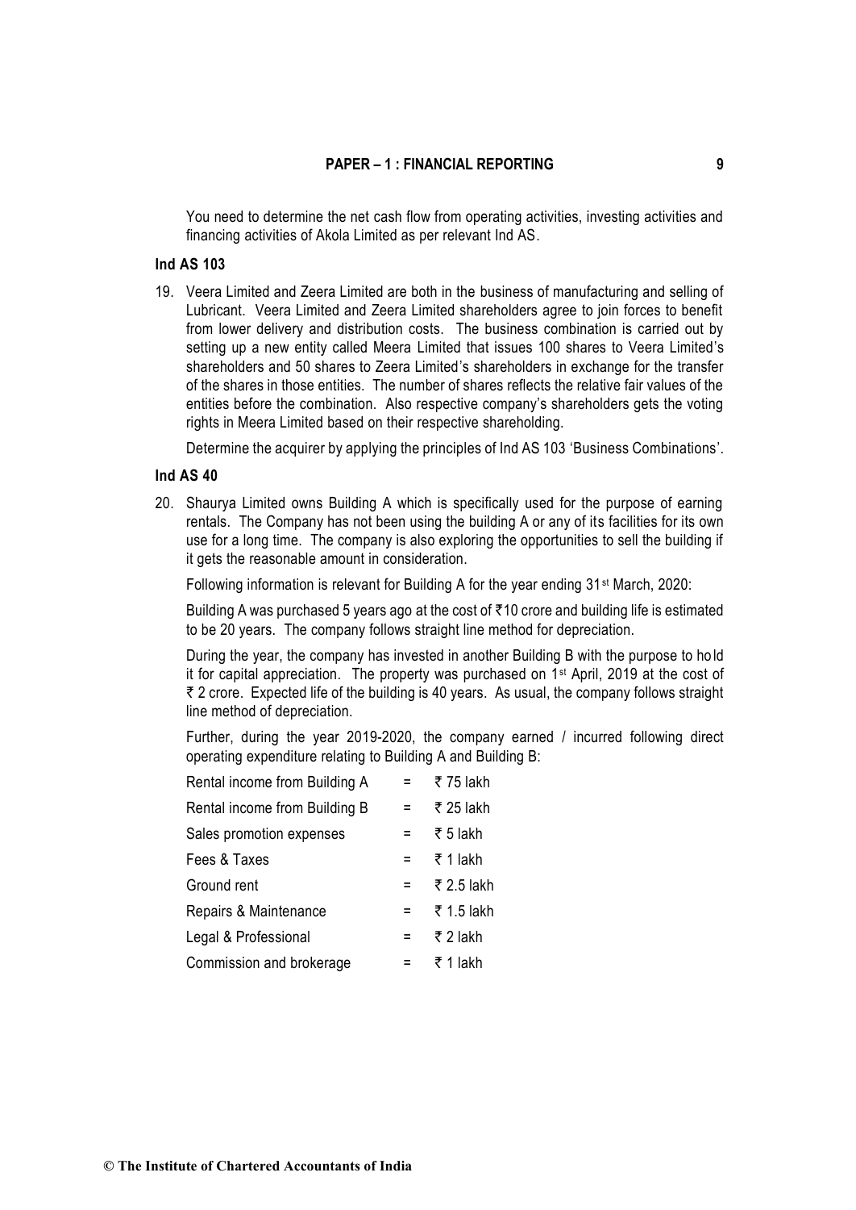You need to determine the net cash flow from operating activities, investing activities and financing activities of Akola Limited as per relevant Ind AS.

### Ind AS 103

19. Veera Limited and Zeera Limited are both in the business of manufacturing and selling of Lubricant. Veera Limited and Zeera Limited shareholders agree to join forces to benefit from lower delivery and distribution costs. The business combination is carried out by setting up a new entity called Meera Limited that issues 100 shares to Veera Limited's shareholders and 50 shares to Zeera Limited's shareholders in exchange for the transfer of the shares in those entities. The number of shares reflects the relative fair values of the entities before the combination. Also respective company's shareholders gets the voting rights in Meera Limited based on their respective shareholding.

    Determine the acquirer by applying the principles of Ind AS 103 'Business Combinations'.

### Ind AS 40

20. Shaurya Limited owns Building A which is specifically used for the purpose of earning rentals. The Company has not been using the building A or any of its facilities for its own use for a long time. The company is also exploring the opportunities to sell the building if it gets the reasonable amount in consideration.

    Following information is relevant for Building A for the year ending 31st March, 2020:

    Building A was purchased 5 years ago at the cost of ₹10 crore and building life is estimated to be 20 years. The company follows straight line method for depreciation.

    During the year, the company has invested in another Building B with the purpose to hold it for capital appreciation. The property was purchased on 1st April, 2019 at the cost of ₹ 2 crore. Expected life of the building is 40 years. As usual, the company follows straight line method of depreciation.

    Further, during the year 2019-2020, the company earned / incurred following direct operating expenditure relating to Building A and Building B:

| | | |
|---|---|---|
| Rental income from Building A | = | ₹ 75 lakh |
| Rental income from Building B | = | ₹ 25 lakh |
| Sales promotion expenses | = | ₹ 5 lakh |
| Fees & Taxes | = | ₹ 1 lakh |
| Ground rent | = | ₹ 2.5 lakh |
| Repairs & Maintenance | = | ₹ 1.5 lakh |
| Legal & Professional | = | ₹ 2 lakh |
| Commission and brokerage | = | ₹ 1 lakh |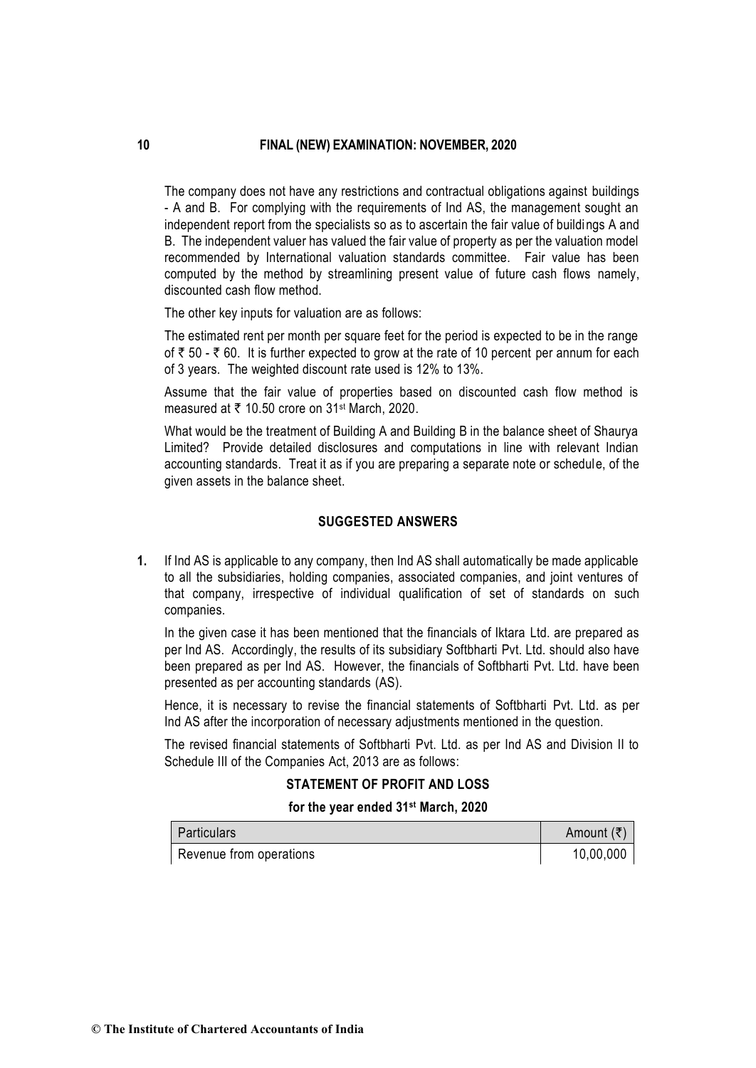The company does not have any restrictions and contractual obligations against buildings - A and B. For complying with the requirements of Ind AS, the management sought an independent report from the specialists so as to ascertain the fair value of buildings A and B. The independent valuer has valued the fair value of property as per the valuation model recommended by International valuation standards committee. Fair value has been computed by the method by streamlining present value of future cash flows namely, discounted cash flow method.

The other key inputs for valuation are as follows:

The estimated rent per month per square feet for the period is expected to be in the range of ₹ 50 - ₹ 60. It is further expected to grow at the rate of 10 percent per annum for each of 3 years. The weighted discount rate used is 12% to 13%.

Assume that the fair value of properties based on discounted cash flow method is measured at ₹ 10.50 crore on 31st March, 2020.

What would be the treatment of Building A and Building B in the balance sheet of Shaurya Limited? Provide detailed disclosures and computations in line with relevant Indian accounting standards. Treat it as if you are preparing a separate note or schedule, of the given assets in the balance sheet.

## SUGGESTED ANSWERS

**1.** If Ind AS is applicable to any company, then Ind AS shall automatically be made applicable to all the subsidiaries, holding companies, associated companies, and joint ventures of that company, irrespective of individual qualification of set of standards on such companies.

In the given case it has been mentioned that the financials of Iktara Ltd. are prepared as per Ind AS. Accordingly, the results of its subsidiary Softbharti Pvt. Ltd. should also have been prepared as per Ind AS. However, the financials of Softbharti Pvt. Ltd. have been presented as per accounting standards (AS).

Hence, it is necessary to revise the financial statements of Softbharti Pvt. Ltd. as per Ind AS after the incorporation of necessary adjustments mentioned in the question.

The revised financial statements of Softbharti Pvt. Ltd. as per Ind AS and Division II to Schedule III of the Companies Act, 2013 are as follows:

### STATEMENT OF PROFIT AND LOSS

**for the year ended 31st March, 2020**

| Particulars | Amount (₹) |
|---|---|
| Revenue from operations | 10,00,000 |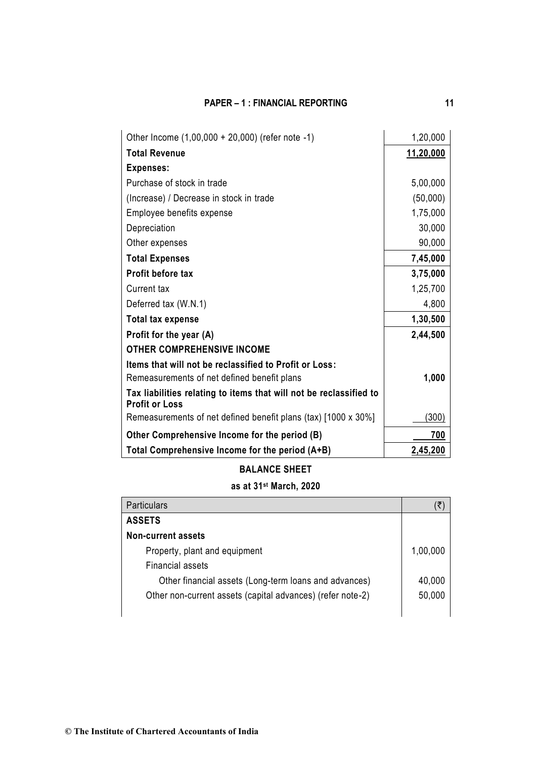| | |
|---|---|
| Other Income (1,00,000 + 20,000) (refer note -1) | 1,20,000 |
| **Total Revenue** | **11,20,000** |
| **Expenses:** | |
| Purchase of stock in trade | 5,00,000 |
| (Increase) / Decrease in stock in trade | (50,000) |
| Employee benefits expense | 1,75,000 |
| Depreciation | 30,000 |
| Other expenses | 90,000 |
| **Total Expenses** | **7,45,000** |
| **Profit before tax** | **3,75,000** |
| Current tax | 1,25,700 |
| Deferred tax (W.N.1) | 4,800 |
| **Total tax expense** | **1,30,500** |
| **Profit for the year (A)** | **2,44,500** |
| **OTHER COMPREHENSIVE INCOME** | |
| **Items that will not be reclassified to Profit or Loss:** Remeasurements of net defined benefit plans | **1,000** |
| **Tax liabilities relating to items that will not be reclassified to Profit or Loss** Remeasurements of net defined benefit plans (tax) [1000 x 30%] | (300) |
| **Other Comprehensive Income for the period (B)** | **700** |
| **Total Comprehensive Income for the period (A+B)** | **2,45,200** |

**BALANCE SHEET**

**as at 31st March, 2020**

| Particulars | (₹) |
|---|---|
| **ASSETS** | |
| **Non-current assets** | |
| Property, plant and equipment | 1,00,000 |
| Financial assets | |
| Other financial assets (Long-term loans and advances) | 40,000 |
| Other non-current assets (capital advances) (refer note-2) | 50,000 |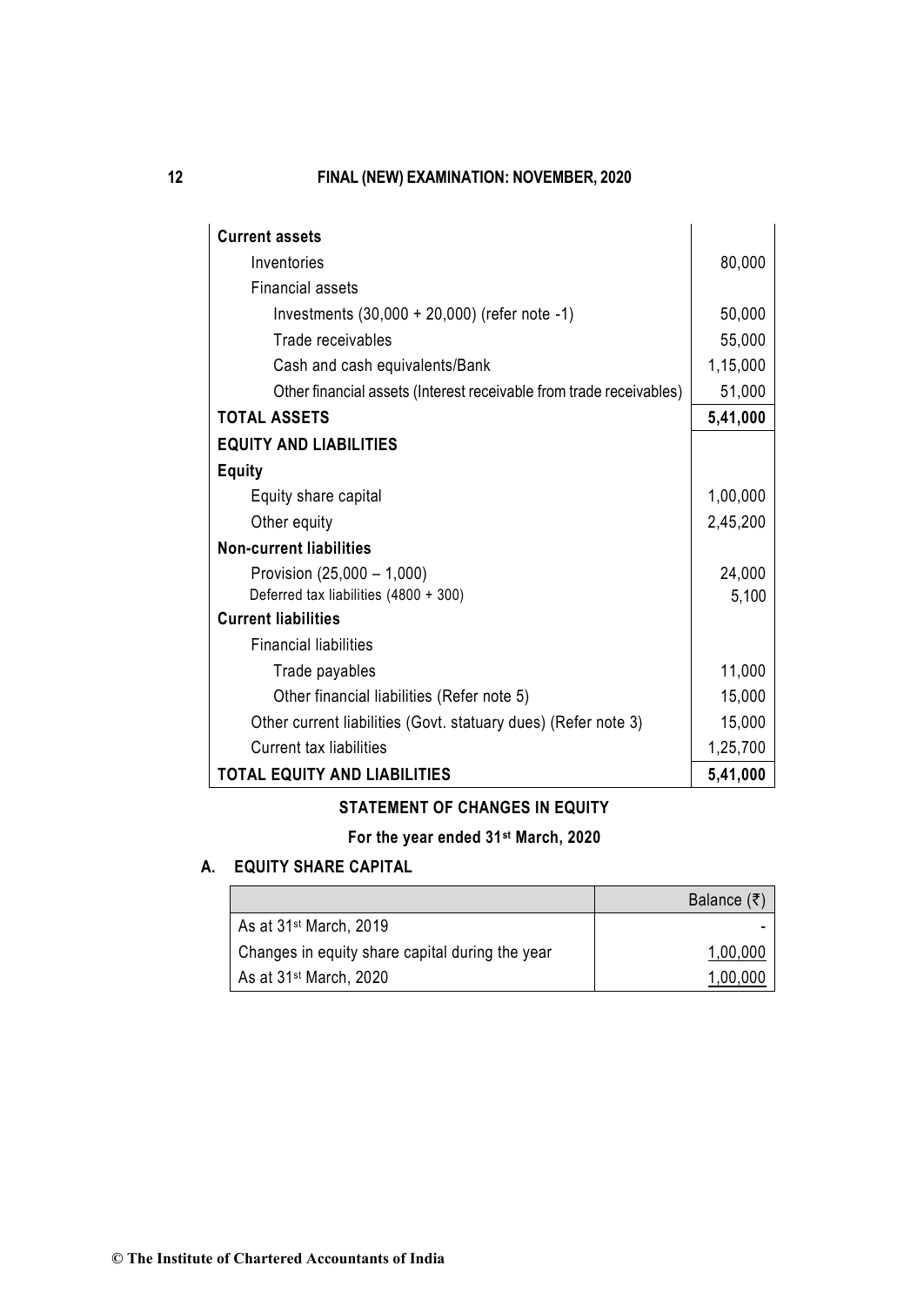| | |
|---|---|
| **Current assets** | |
| Inventories | 80,000 |
| Financial assets | |
| Investments (30,000 + 20,000) (refer note -1) | 50,000 |
| Trade receivables | 55,000 |
| Cash and cash equivalents/Bank | 1,15,000 |
| Other financial assets (Interest receivable from trade receivables) | 51,000 |
| **TOTAL ASSETS** | **5,41,000** |
| **EQUITY AND LIABILITIES** | |
| **Equity** | |
| Equity share capital | 1,00,000 |
| Other equity | 2,45,200 |
| **Non-current liabilities** | |
| Provision (25,000 – 1,000) | 24,000 |
| Deferred tax liabilities (4800 + 300) | 5,100 |
| **Current liabilities** | |
| Financial liabilities | |
| Trade payables | 11,000 |
| Other financial liabilities (Refer note 5) | 15,000 |
| Other current liabilities (Govt. statuary dues) (Refer note 3) | 15,000 |
| Current tax liabilities | 1,25,700 |
| **TOTAL EQUITY AND LIABILITIES** | **5,41,000** |

**STATEMENT OF CHANGES IN EQUITY**

**For the year ended 31st March, 2020**

**A. EQUITY SHARE CAPITAL**

| | Balance (₹) |
|---|---|
| As at 31st March, 2019 | - |
| Changes in equity share capital during the year | 1,00,000 |
| As at 31st March, 2020 | 1,00,000 |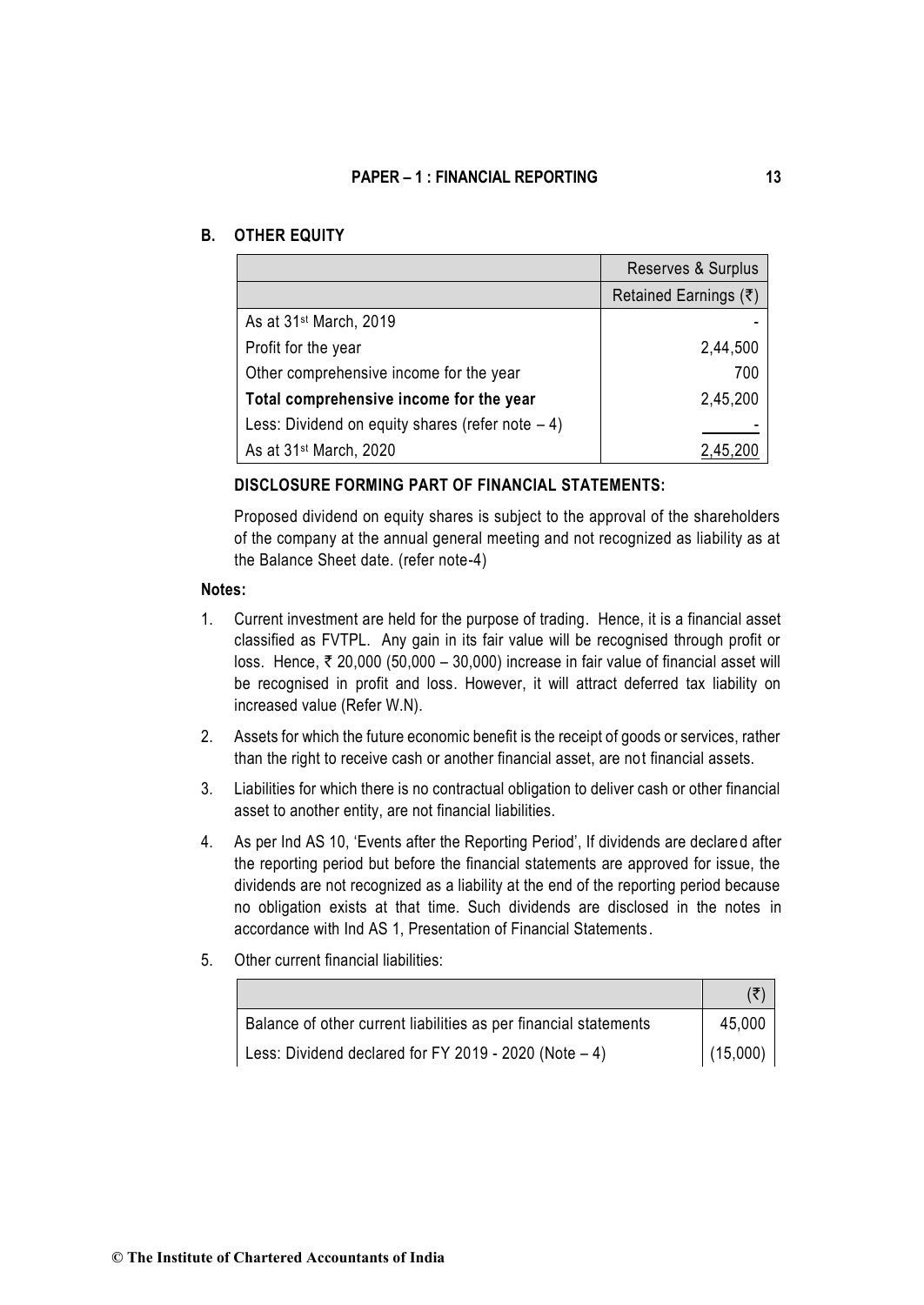## B. OTHER EQUITY

| | Reserves & Surplus |
|---|---|
| | Retained Earnings (₹) |
| As at 31st March, 2019 | - |
| Profit for the year | 2,44,500 |
| Other comprehensive income for the year | 700 |
| **Total comprehensive income for the year** | 2,45,200 |
| Less: Dividend on equity shares (refer note – 4) | - |
| As at 31st March, 2020 | 2,45,200 |

**DISCLOSURE FORMING PART OF FINANCIAL STATEMENTS:**

Proposed dividend on equity shares is subject to the approval of the shareholders of the company at the annual general meeting and not recognized as liability as at the Balance Sheet date. (refer note-4)

**Notes:**

1. Current investment are held for the purpose of trading. Hence, it is a financial asset classified as FVTPL. Any gain in its fair value will be recognised through profit or loss. Hence, ₹ 20,000 (50,000 – 30,000) increase in fair value of financial asset will be recognised in profit and loss. However, it will attract deferred tax liability on increased value (Refer W.N).

2. Assets for which the future economic benefit is the receipt of goods or services, rather than the right to receive cash or another financial asset, are not financial assets.

3. Liabilities for which there is no contractual obligation to deliver cash or other financial asset to another entity, are not financial liabilities.

4. As per Ind AS 10, 'Events after the Reporting Period', If dividends are declared after the reporting period but before the financial statements are approved for issue, the dividends are not recognized as a liability at the end of the reporting period because no obligation exists at that time. Such dividends are disclosed in the notes in accordance with Ind AS 1, Presentation of Financial Statements.

5. Other current financial liabilities:

| | (₹) |
|---|---|
| Balance of other current liabilities as per financial statements | 45,000 |
| Less: Dividend declared for FY 2019 - 2020 (Note – 4) | (15,000) |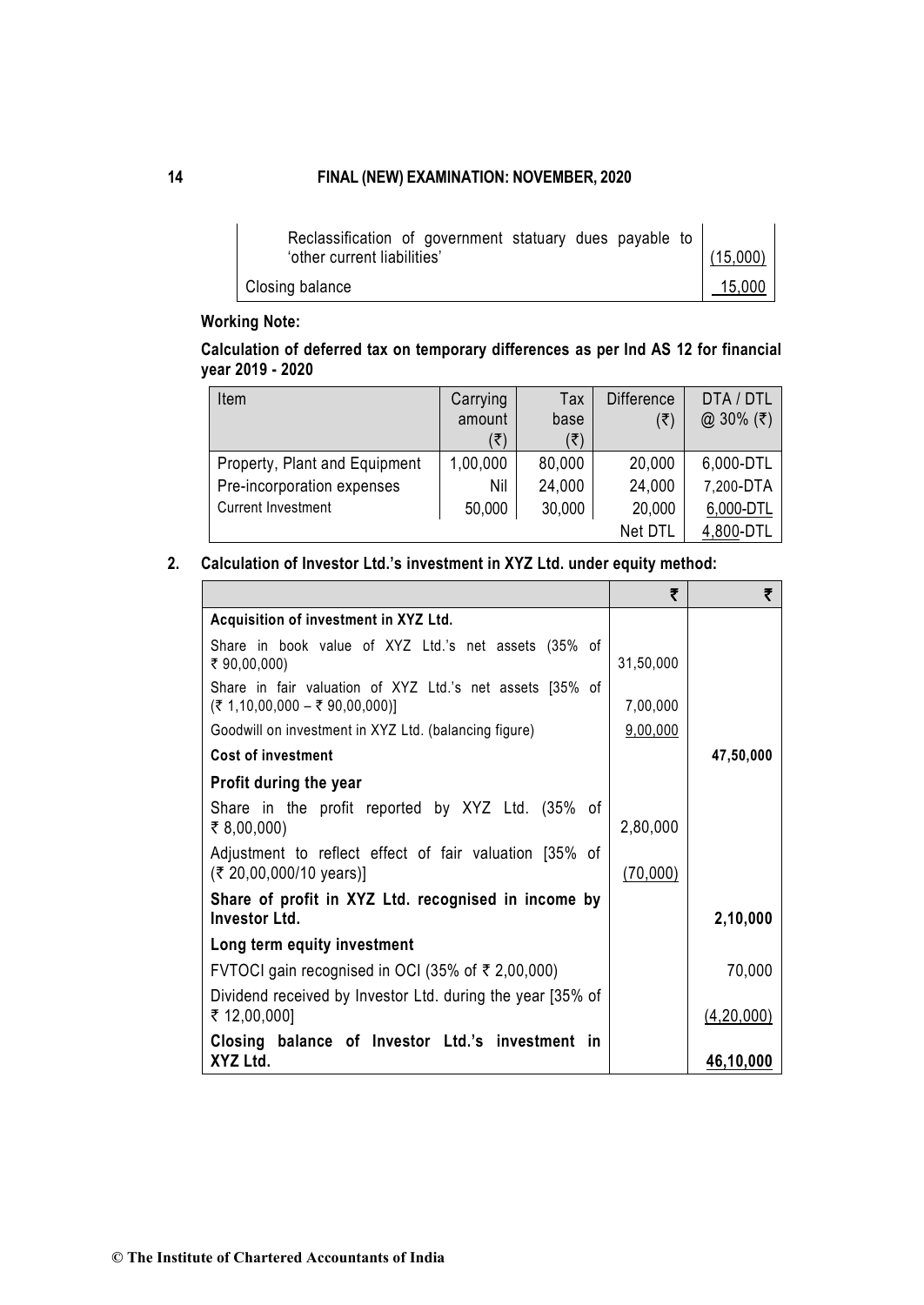| | |
|---|---|
| Reclassification of government statuary dues payable to 'other current liabilities' | (15,000) |
| Closing balance | 15,000 |

**Working Note:**

**Calculation of deferred tax on temporary differences as per Ind AS 12 for financial year 2019 - 2020**

| Item | Carrying amount (₹) | Tax base (₹) | Difference (₹) | DTA / DTL @ 30% (₹) |
|---|---|---|---|---|
| Property, Plant and Equipment | 1,00,000 | 80,000 | 20,000 | 6,000-DTL |
| Pre-incorporation expenses | Nil | 24,000 | 24,000 | 7,200-DTA |
| Current Investment | 50,000 | 30,000 | 20,000 | 6,000-DTL |
| | | | Net DTL | 4,800-DTL |

**2. Calculation of Investor Ltd.'s investment in XYZ Ltd. under equity method:**

| | ₹ | ₹ |
|---|---|---|
| **Acquisition of investment in XYZ Ltd.** | | |
| Share in book value of XYZ Ltd.'s net assets (35% of ₹ 90,00,000) | 31,50,000 | |
| Share in fair valuation of XYZ Ltd.'s net assets [35% of (₹ 1,10,00,000 – ₹ 90,00,000)] | 7,00,000 | |
| Goodwill on investment in XYZ Ltd. (balancing figure) | 9,00,000 | |
| **Cost of investment** | | **47,50,000** |
| **Profit during the year** | | |
| Share in the profit reported by XYZ Ltd. (35% of ₹ 8,00,000) | 2,80,000 | |
| Adjustment to reflect effect of fair valuation [35% of (₹ 20,00,000/10 years)] | (70,000) | |
| **Share of profit in XYZ Ltd. recognised in income by Investor Ltd.** | | **2,10,000** |
| **Long term equity investment** | | |
| FVTOCI gain recognised in OCI (35% of ₹ 2,00,000) | | 70,000 |
| Dividend received by Investor Ltd. during the year [35% of ₹ 12,00,000] | | (4,20,000) |
| **Closing balance of Investor Ltd.'s investment in XYZ Ltd.** | | **46,10,000** |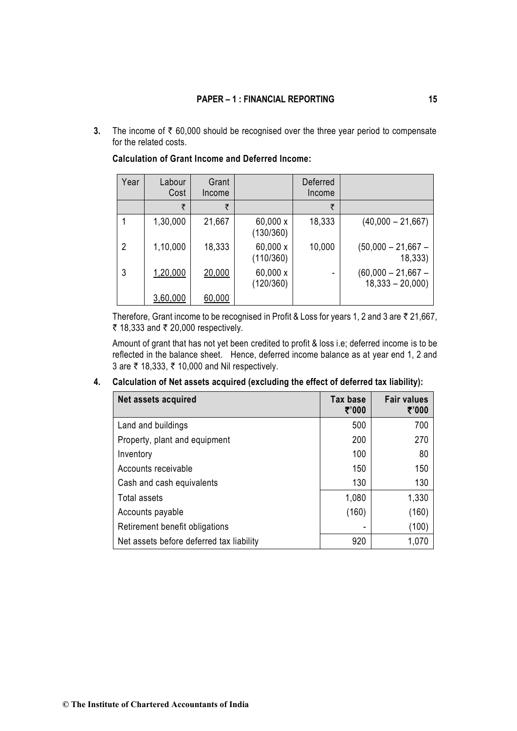3. The income of ₹ 60,000 should be recognised over the three year period to compensate for the related costs.

**Calculation of Grant Income and Deferred Income:**

| Year | Labour Cost | Grant Income | | Deferred Income | |
|---|---|---|---|---|---|
| | ₹ | ₹ | | ₹ | |
| 1 | 1,30,000 | 21,667 | 60,000 x (130/360) | 18,333 | (40,000 – 21,667) |
| 2 | 1,10,000 | 18,333 | 60,000 x (110/360) | 10,000 | (50,000 – 21,667 – 18,333) |
| 3 | 1,20,000 | 20,000 | 60,000 x (120/360) | - | (60,000 – 21,667 – 18,333 – 20,000) |
| | 3,60,000 | 60,000 | | | |

Therefore, Grant income to be recognised in Profit & Loss for years 1, 2 and 3 are ₹ 21,667, ₹ 18,333 and ₹ 20,000 respectively.

Amount of grant that has not yet been credited to profit & loss i.e; deferred income is to be reflected in the balance sheet. Hence, deferred income balance as at year end 1, 2 and 3 are ₹ 18,333, ₹ 10,000 and Nil respectively.

4. **Calculation of Net assets acquired (excluding the effect of deferred tax liability):**

| Net assets acquired | Tax base ₹'000 | Fair values ₹'000 |
|---|---|---|
| Land and buildings | 500 | 700 |
| Property, plant and equipment | 200 | 270 |
| Inventory | 100 | 80 |
| Accounts receivable | 150 | 150 |
| Cash and cash equivalents | 130 | 130 |
| Total assets | 1,080 | 1,330 |
| Accounts payable | (160) | (160) |
| Retirement benefit obligations | - | (100) |
| Net assets before deferred tax liability | 920 | 1,070 |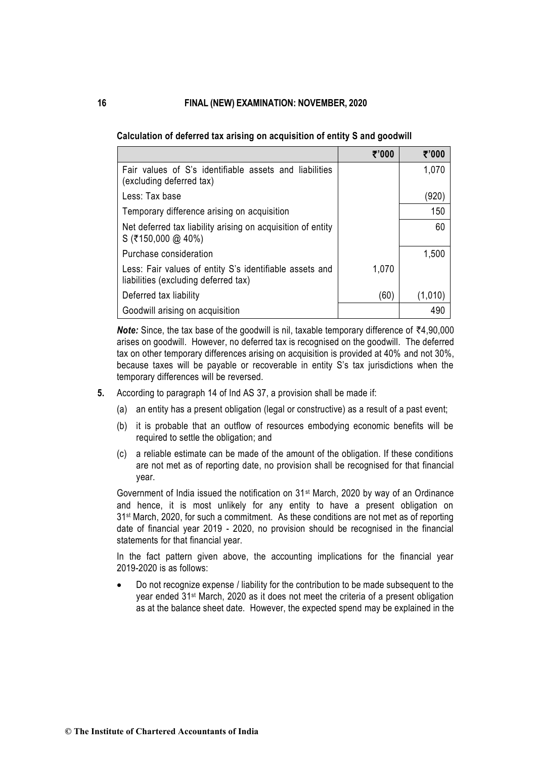**Calculation of deferred tax arising on acquisition of entity S and goodwill**

| | ₹'000 | ₹'000 |
|---|---|---|
| Fair values of S's identifiable assets and liabilities (excluding deferred tax) | | 1,070 |
| Less: Tax base | | (920) |
| Temporary difference arising on acquisition | | 150 |
| Net deferred tax liability arising on acquisition of entity S (₹150,000 @ 40%) | | 60 |
| Purchase consideration | | 1,500 |
| Less: Fair values of entity S's identifiable assets and liabilities (excluding deferred tax) | 1,070 | |
| Deferred tax liability | (60) | (1,010) |
| Goodwill arising on acquisition | | 490 |

***Note:*** Since, the tax base of the goodwill is nil, taxable temporary difference of ₹4,90,000 arises on goodwill. However, no deferred tax is recognised on the goodwill. The deferred tax on other temporary differences arising on acquisition is provided at 40% and not 30%, because taxes will be payable or recoverable in entity S's tax jurisdictions when the temporary differences will be reversed.

**5.** According to paragraph 14 of Ind AS 37, a provision shall be made if:

(a) an entity has a present obligation (legal or constructive) as a result of a past event;

(b) it is probable that an outflow of resources embodying economic benefits will be required to settle the obligation; and

(c) a reliable estimate can be made of the amount of the obligation. If these conditions are not met as of reporting date, no provision shall be recognised for that financial year.

Government of India issued the notification on 31st March, 2020 by way of an Ordinance and hence, it is most unlikely for any entity to have a present obligation on 31st March, 2020, for such a commitment. As these conditions are not met as of reporting date of financial year 2019 - 2020, no provision should be recognised in the financial statements for that financial year.

In the fact pattern given above, the accounting implications for the financial year 2019-2020 is as follows:

- Do not recognize expense / liability for the contribution to be made subsequent to the year ended 31st March, 2020 as it does not meet the criteria of a present obligation as at the balance sheet date. However, the expected spend may be explained in the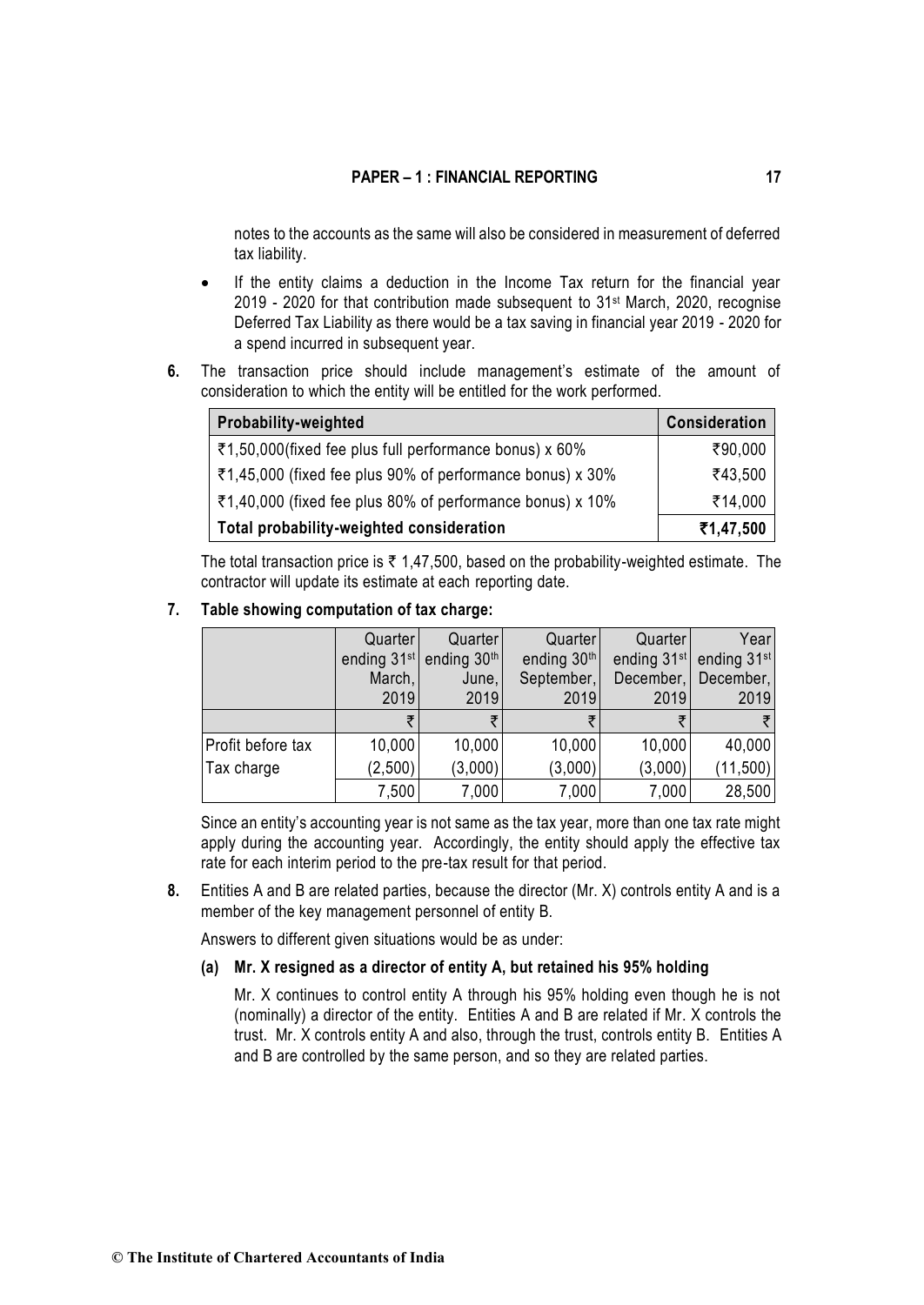notes to the accounts as the same will also be considered in measurement of deferred tax liability.

- If the entity claims a deduction in the Income Tax return for the financial year 2019 - 2020 for that contribution made subsequent to 31st March, 2020, recognise Deferred Tax Liability as there would be a tax saving in financial year 2019 - 2020 for a spend incurred in subsequent year.

**6.** The transaction price should include management's estimate of the amount of consideration to which the entity will be entitled for the work performed.

| Probability-weighted | Consideration |
|---|---|
| ₹1,50,000(fixed fee plus full performance bonus) x 60% | ₹90,000 |
| ₹1,45,000 (fixed fee plus 90% of performance bonus) x 30% | ₹43,500 |
| ₹1,40,000 (fixed fee plus 80% of performance bonus) x 10% | ₹14,000 |
| **Total probability-weighted consideration** | **₹1,47,500** |

The total transaction price is ₹ 1,47,500, based on the probability-weighted estimate. The contractor will update its estimate at each reporting date.

**7. Table showing computation of tax charge:**

| | Quarter ending 31st March, 2019 | Quarter ending 30th June, 2019 | Quarter ending 30th September, 2019 | Quarter ending 31st December, 2019 | Year ending 31st December, 2019 |
|---|---|---|---|---|---|
| | ₹ | ₹ | ₹ | ₹ | ₹ |
| Profit before tax | 10,000 | 10,000 | 10,000 | 10,000 | 40,000 |
| Tax charge | (2,500) | (3,000) | (3,000) | (3,000) | (11,500) |
| | 7,500 | 7,000 | 7,000 | 7,000 | 28,500 |

Since an entity's accounting year is not same as the tax year, more than one tax rate might apply during the accounting year. Accordingly, the entity should apply the effective tax rate for each interim period to the pre-tax result for that period.

**8.** Entities A and B are related parties, because the director (Mr. X) controls entity A and is a member of the key management personnel of entity B.

Answers to different given situations would be as under:

**(a) Mr. X resigned as a director of entity A, but retained his 95% holding**

Mr. X continues to control entity A through his 95% holding even though he is not (nominally) a director of the entity. Entities A and B are related if Mr. X controls the trust. Mr. X controls entity A and also, through the trust, controls entity B. Entities A and B are controlled by the same person, and so they are related parties.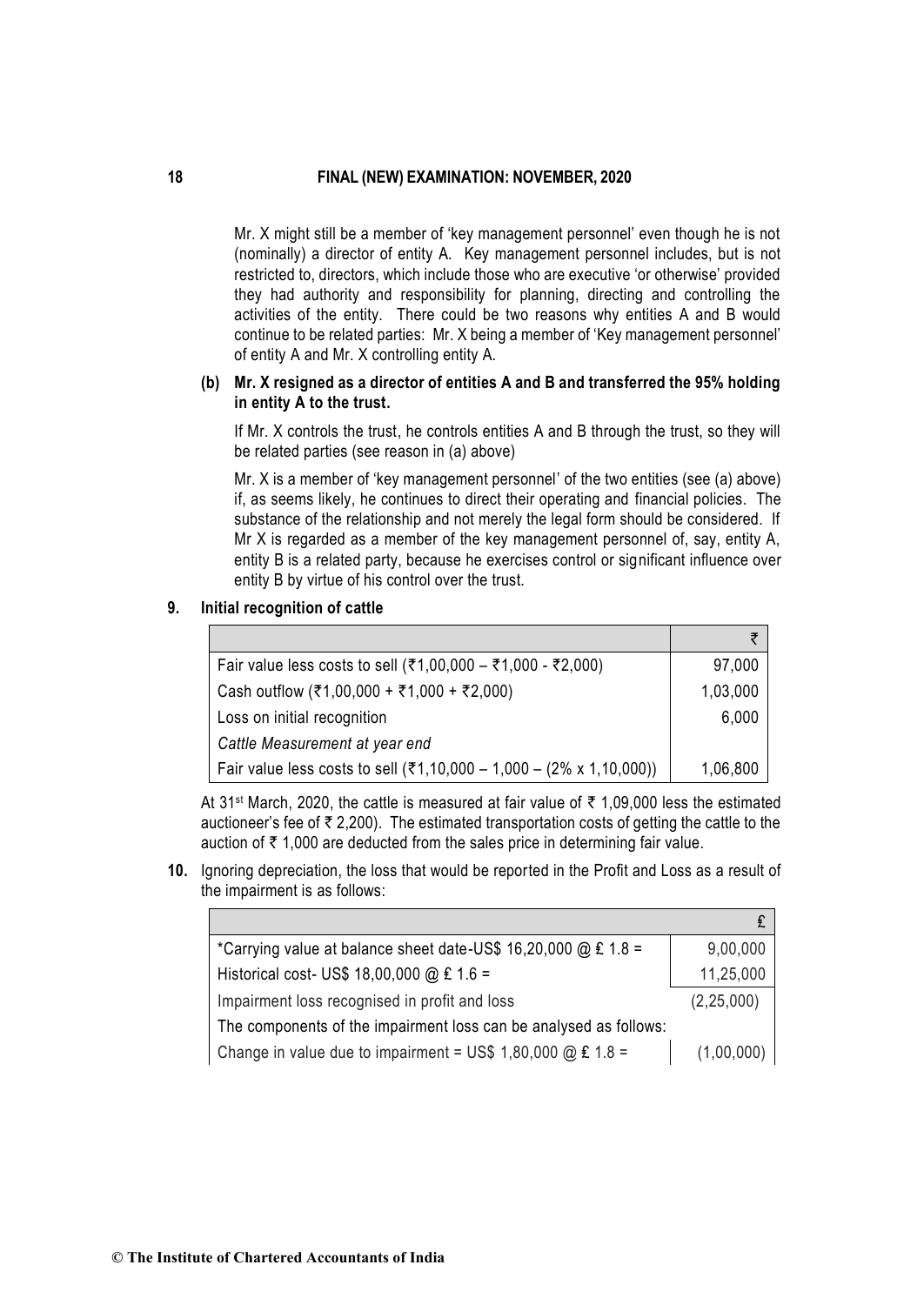Mr. X might still be a member of 'key management personnel' even though he is not (nominally) a director of entity A. Key management personnel includes, but is not restricted to, directors, which include those who are executive 'or otherwise' provided they had authority and responsibility for planning, directing and controlling the activities of the entity. There could be two reasons why entities A and B would continue to be related parties: Mr. X being a member of 'Key management personnel' of entity A and Mr. X controlling entity A.

**(b) Mr. X resigned as a director of entities A and B and transferred the 95% holding in entity A to the trust.**

If Mr. X controls the trust, he controls entities A and B through the trust, so they will be related parties (see reason in (a) above)

Mr. X is a member of 'key management personnel' of the two entities (see (a) above) if, as seems likely, he continues to direct their operating and financial policies. The substance of the relationship and not merely the legal form should be considered. If Mr X is regarded as a member of the key management personnel of, say, entity A, entity B is a related party, because he exercises control or significant influence over entity B by virtue of his control over the trust.

**9. Initial recognition of cattle**

| | ₹ |
|---|---|
| Fair value less costs to sell (₹1,00,000 – ₹1,000 - ₹2,000) | 97,000 |
| Cash outflow (₹1,00,000 + ₹1,000 + ₹2,000) | 1,03,000 |
| Loss on initial recognition | 6,000 |
| *Cattle Measurement at year end* | |
| Fair value less costs to sell (₹1,10,000 – 1,000 – (2% x 1,10,000)) | 1,06,800 |

At 31st March, 2020, the cattle is measured at fair value of ₹ 1,09,000 less the estimated auctioneer's fee of ₹ 2,200). The estimated transportation costs of getting the cattle to the auction of ₹ 1,000 are deducted from the sales price in determining fair value.

**10.** Ignoring depreciation, the loss that would be reported in the Profit and Loss as a result of the impairment is as follows:

| | £ |
|---|---|
| *Carrying value at balance sheet date-US$ 16,20,000 @ £ 1.8 = | 9,00,000 |
| Historical cost- US$ 18,00,000 @ £ 1.6 = | 11,25,000 |
| Impairment loss recognised in profit and loss | (2,25,000) |
| The components of the impairment loss can be analysed as follows: | |
| Change in value due to impairment = US$ 1,80,000 @ £ 1.8 = | (1,00,000) |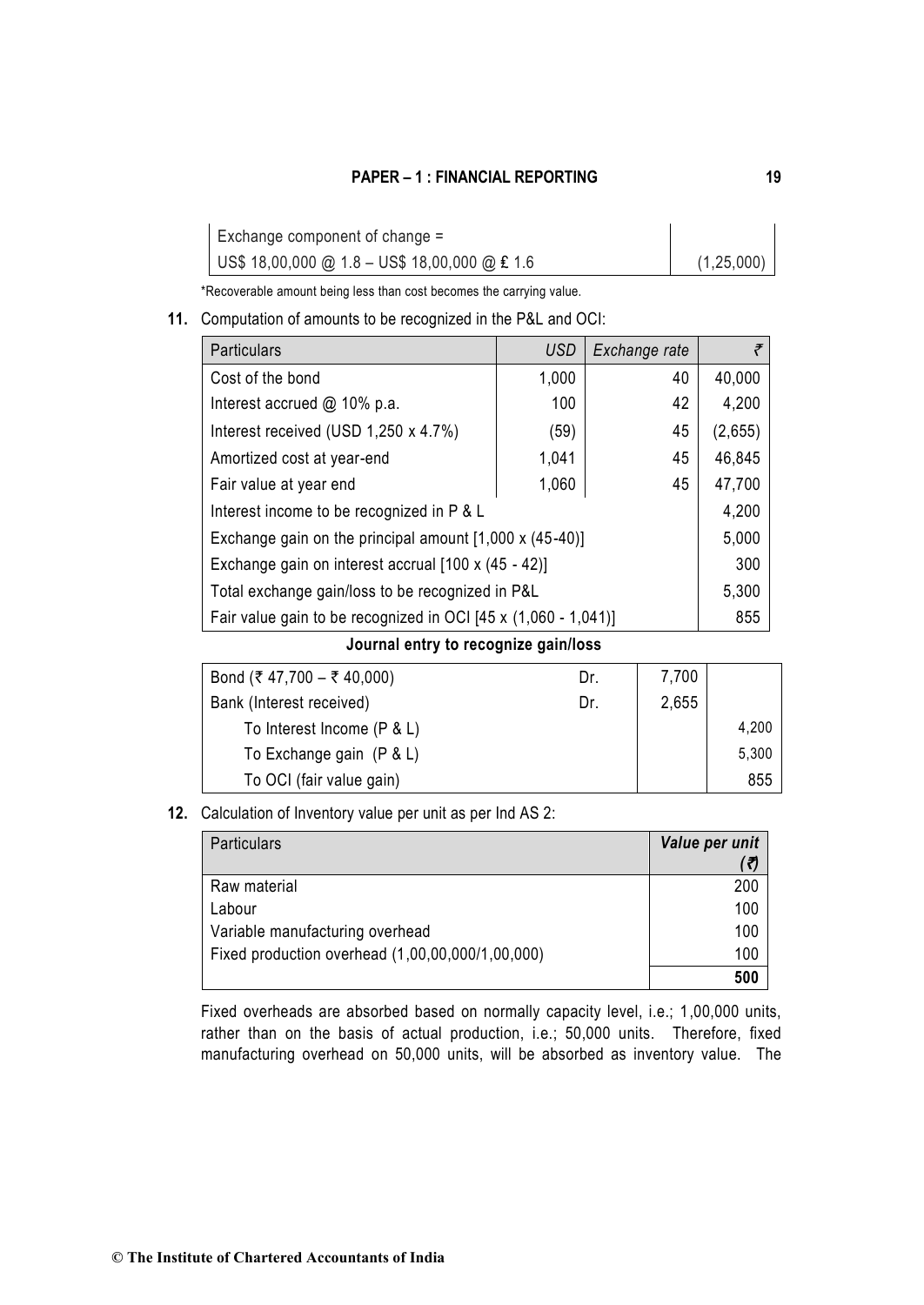| | |
|---|---|
| Exchange component of change = US$ 18,00,000 @ 1.8 – US$ 18,00,000 @ £ 1.6 | (1,25,000) |

*Recoverable amount being less than cost becomes the carrying value.

**11.** Computation of amounts to be recognized in the P&L and OCI:

| Particulars | *USD* | *Exchange rate* | ₹ |
|---|---|---|---|
| Cost of the bond | 1,000 | 40 | 40,000 |
| Interest accrued @ 10% p.a. | 100 | 42 | 4,200 |
| Interest received (USD 1,250 x 4.7%) | (59) | 45 | (2,655) |
| Amortized cost at year-end | 1,041 | 45 | 46,845 |
| Fair value at year end | 1,060 | 45 | 47,700 |
| Interest income to be recognized in P & L | | | 4,200 |
| Exchange gain on the principal amount [1,000 x (45-40)] | | | 5,000 |
| Exchange gain on interest accrual [100 x (45 - 42)] | | | 300 |
| Total exchange gain/loss to be recognized in P&L | | | 5,300 |
| Fair value gain to be recognized in OCI [45 x (1,060 - 1,041)] | | | 855 |

**Journal entry to recognize gain/loss**

| | | | |
|---|---|---|---|
| Bond (₹ 47,700 – ₹ 40,000) | Dr. | 7,700 | |
| Bank (Interest received) | Dr. | 2,655 | |
| To Interest Income (P & L) | | | 4,200 |
| To Exchange gain (P & L) | | | 5,300 |
| To OCI (fair value gain) | | | 855 |

**12.** Calculation of Inventory value per unit as per Ind AS 2:

| Particulars | ***Value per unit (₹)*** |
|---|---|
| Raw material | 200 |
| Labour | 100 |
| Variable manufacturing overhead | 100 |
| Fixed production overhead (1,00,00,000/1,00,000) | 100 |
| | **500** |

Fixed overheads are absorbed based on normally capacity level, i.e.; 1,00,000 units, rather than on the basis of actual production, i.e.; 50,000 units. Therefore, fixed manufacturing overhead on 50,000 units, will be absorbed as inventory value. The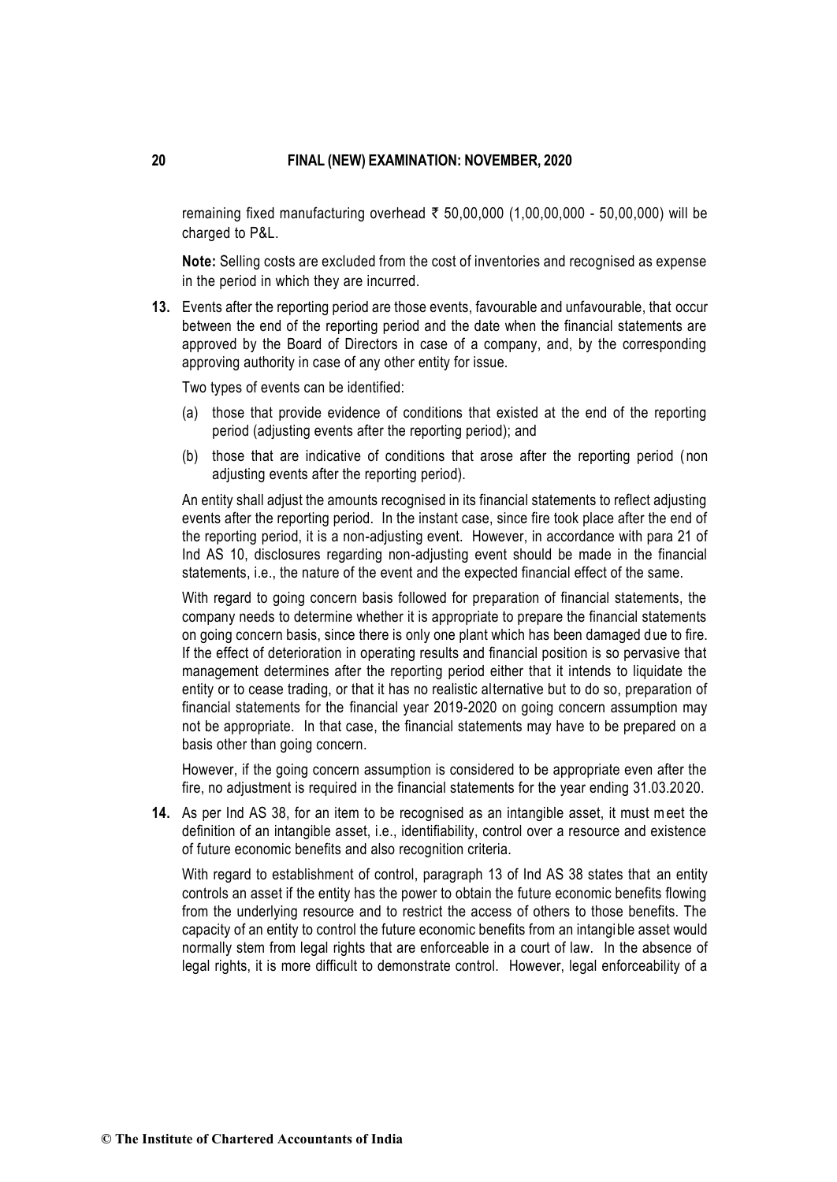remaining fixed manufacturing overhead ₹ 50,00,000 (1,00,00,000 - 50,00,000) will be charged to P&L.

**Note:** Selling costs are excluded from the cost of inventories and recognised as expense in the period in which they are incurred.

**13.** Events after the reporting period are those events, favourable and unfavourable, that occur between the end of the reporting period and the date when the financial statements are approved by the Board of Directors in case of a company, and, by the corresponding approving authority in case of any other entity for issue.

Two types of events can be identified:

(a) those that provide evidence of conditions that existed at the end of the reporting period (adjusting events after the reporting period); and

(b) those that are indicative of conditions that arose after the reporting period (non adjusting events after the reporting period).

An entity shall adjust the amounts recognised in its financial statements to reflect adjusting events after the reporting period. In the instant case, since fire took place after the end of the reporting period, it is a non-adjusting event. However, in accordance with para 21 of Ind AS 10, disclosures regarding non-adjusting event should be made in the financial statements, i.e., the nature of the event and the expected financial effect of the same.

With regard to going concern basis followed for preparation of financial statements, the company needs to determine whether it is appropriate to prepare the financial statements on going concern basis, since there is only one plant which has been damaged due to fire. If the effect of deterioration in operating results and financial position is so pervasive that management determines after the reporting period either that it intends to liquidate the entity or to cease trading, or that it has no realistic alternative but to do so, preparation of financial statements for the financial year 2019-2020 on going concern assumption may not be appropriate. In that case, the financial statements may have to be prepared on a basis other than going concern.

However, if the going concern assumption is considered to be appropriate even after the fire, no adjustment is required in the financial statements for the year ending 31.03.2020.

**14.** As per Ind AS 38, for an item to be recognised as an intangible asset, it must meet the definition of an intangible asset, i.e., identifiability, control over a resource and existence of future economic benefits and also recognition criteria.

With regard to establishment of control, paragraph 13 of Ind AS 38 states that an entity controls an asset if the entity has the power to obtain the future economic benefits flowing from the underlying resource and to restrict the access of others to those benefits. The capacity of an entity to control the future economic benefits from an intangible asset would normally stem from legal rights that are enforceable in a court of law. In the absence of legal rights, it is more difficult to demonstrate control. However, legal enforceability of a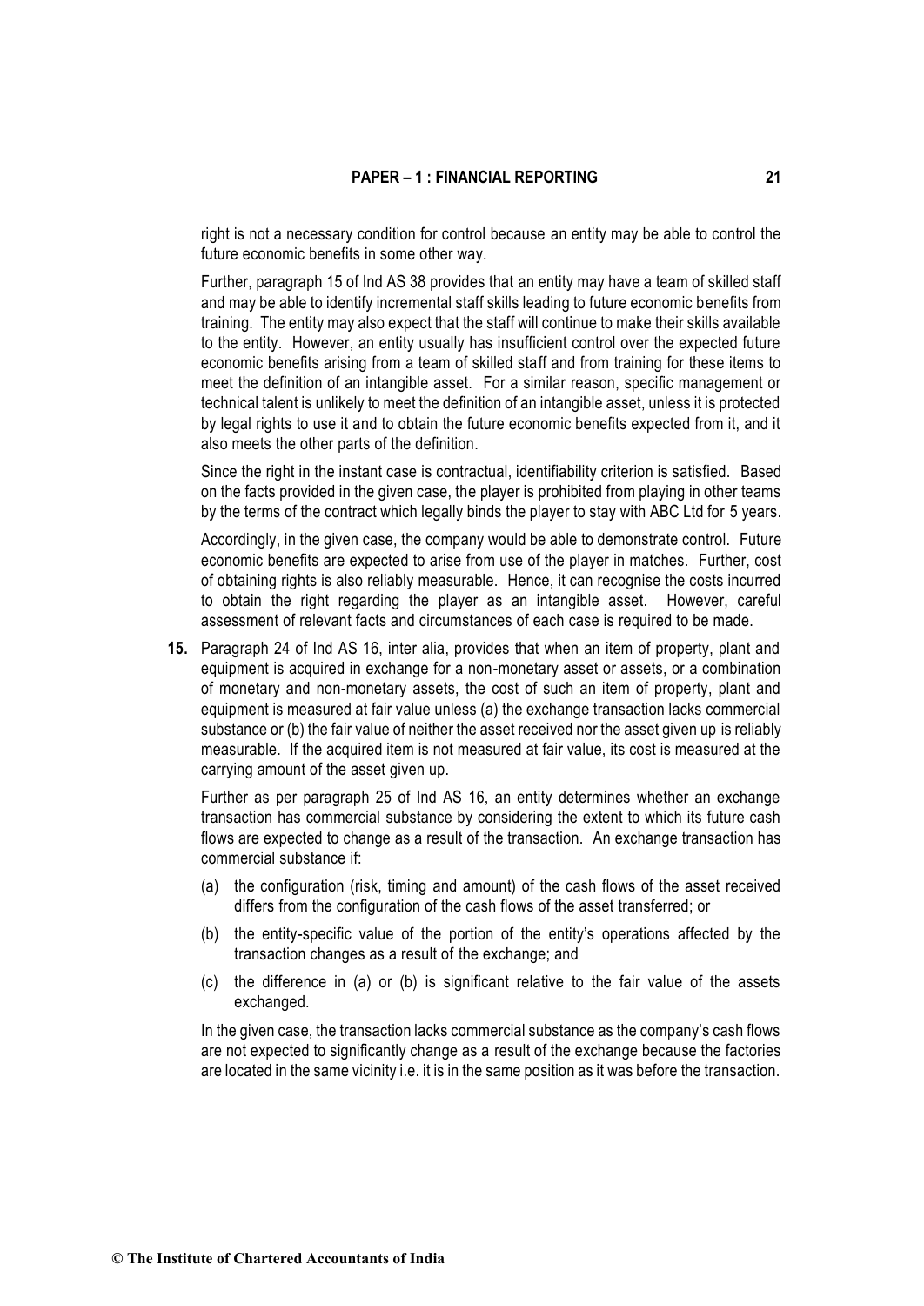right is not a necessary condition for control because an entity may be able to control the future economic benefits in some other way.

Further, paragraph 15 of Ind AS 38 provides that an entity may have a team of skilled staff and may be able to identify incremental staff skills leading to future economic benefits from training. The entity may also expect that the staff will continue to make their skills available to the entity. However, an entity usually has insufficient control over the expected future economic benefits arising from a team of skilled staff and from training for these items to meet the definition of an intangible asset. For a similar reason, specific management or technical talent is unlikely to meet the definition of an intangible asset, unless it is protected by legal rights to use it and to obtain the future economic benefits expected from it, and it also meets the other parts of the definition.

Since the right in the instant case is contractual, identifiability criterion is satisfied. Based on the facts provided in the given case, the player is prohibited from playing in other teams by the terms of the contract which legally binds the player to stay with ABC Ltd for 5 years.

Accordingly, in the given case, the company would be able to demonstrate control. Future economic benefits are expected to arise from use of the player in matches. Further, cost of obtaining rights is also reliably measurable. Hence, it can recognise the costs incurred to obtain the right regarding the player as an intangible asset. However, careful assessment of relevant facts and circumstances of each case is required to be made.

**15.** Paragraph 24 of Ind AS 16, inter alia, provides that when an item of property, plant and equipment is acquired in exchange for a non-monetary asset or assets, or a combination of monetary and non-monetary assets, the cost of such an item of property, plant and equipment is measured at fair value unless (a) the exchange transaction lacks commercial substance or (b) the fair value of neither the asset received nor the asset given up is reliably measurable. If the acquired item is not measured at fair value, its cost is measured at the carrying amount of the asset given up.

Further as per paragraph 25 of Ind AS 16, an entity determines whether an exchange transaction has commercial substance by considering the extent to which its future cash flows are expected to change as a result of the transaction. An exchange transaction has commercial substance if:

(a) the configuration (risk, timing and amount) of the cash flows of the asset received differs from the configuration of the cash flows of the asset transferred; or

(b) the entity-specific value of the portion of the entity's operations affected by the transaction changes as a result of the exchange; and

(c) the difference in (a) or (b) is significant relative to the fair value of the assets exchanged.

In the given case, the transaction lacks commercial substance as the company's cash flows are not expected to significantly change as a result of the exchange because the factories are located in the same vicinity i.e. it is in the same position as it was before the transaction.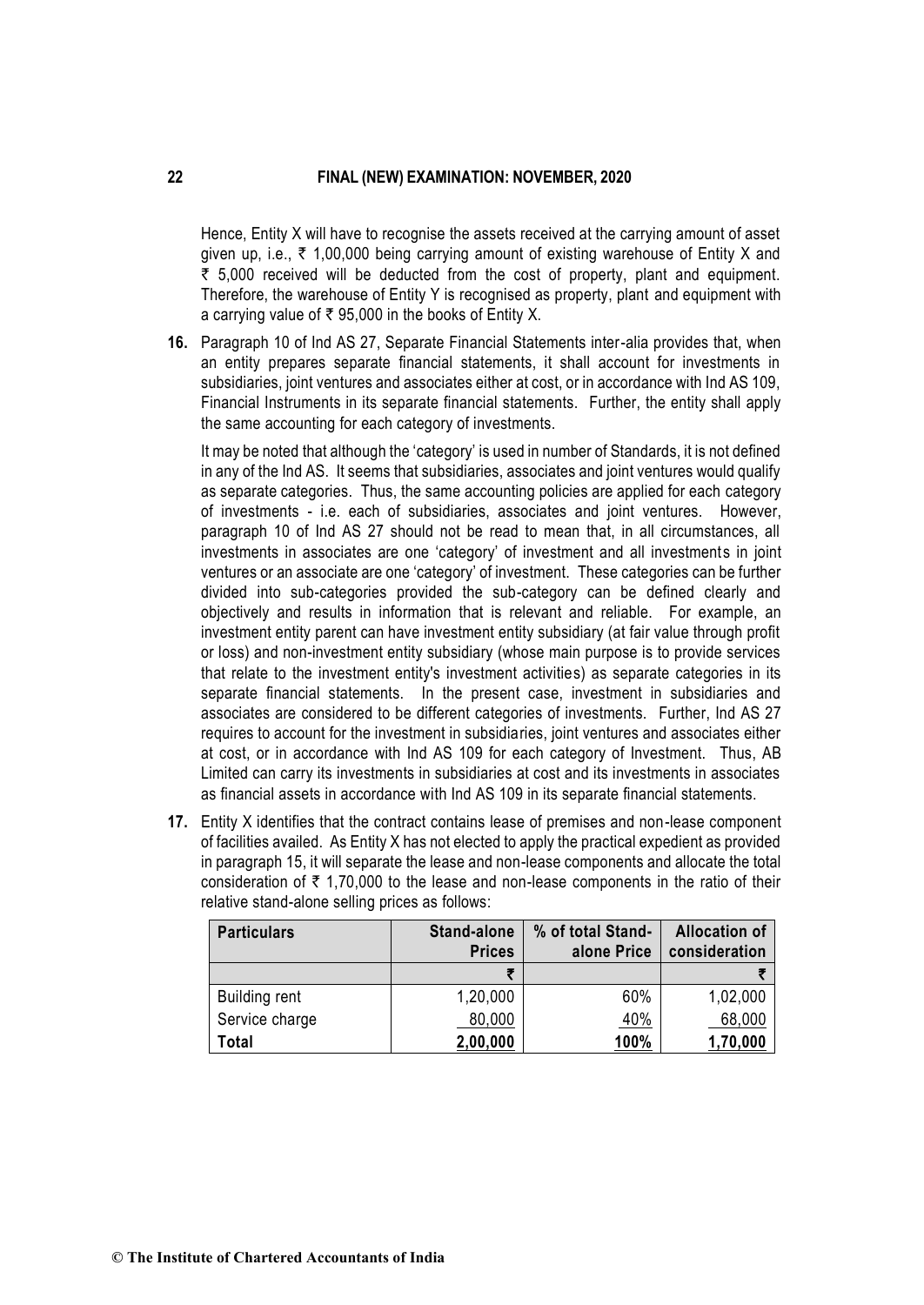Hence, Entity X will have to recognise the assets received at the carrying amount of asset given up, i.e., ₹ 1,00,000 being carrying amount of existing warehouse of Entity X and ₹ 5,000 received will be deducted from the cost of property, plant and equipment. Therefore, the warehouse of Entity Y is recognised as property, plant and equipment with a carrying value of ₹ 95,000 in the books of Entity X.

**16.** Paragraph 10 of Ind AS 27, Separate Financial Statements inter-alia provides that, when an entity prepares separate financial statements, it shall account for investments in subsidiaries, joint ventures and associates either at cost, or in accordance with Ind AS 109, Financial Instruments in its separate financial statements. Further, the entity shall apply the same accounting for each category of investments.

It may be noted that although the 'category' is used in number of Standards, it is not defined in any of the Ind AS. It seems that subsidiaries, associates and joint ventures would qualify as separate categories. Thus, the same accounting policies are applied for each category of investments - i.e. each of subsidiaries, associates and joint ventures. However, paragraph 10 of Ind AS 27 should not be read to mean that, in all circumstances, all investments in associates are one 'category' of investment and all investments in joint ventures or an associate are one 'category' of investment. These categories can be further divided into sub-categories provided the sub-category can be defined clearly and objectively and results in information that is relevant and reliable. For example, an investment entity parent can have investment entity subsidiary (at fair value through profit or loss) and non-investment entity subsidiary (whose main purpose is to provide services that relate to the investment entity's investment activities) as separate categories in its separate financial statements. In the present case, investment in subsidiaries and associates are considered to be different categories of investments. Further, Ind AS 27 requires to account for the investment in subsidiaries, joint ventures and associates either at cost, or in accordance with Ind AS 109 for each category of Investment. Thus, AB Limited can carry its investments in subsidiaries at cost and its investments in associates as financial assets in accordance with Ind AS 109 in its separate financial statements.

**17.** Entity X identifies that the contract contains lease of premises and non-lease component of facilities availed. As Entity X has not elected to apply the practical expedient as provided in paragraph 15, it will separate the lease and non-lease components and allocate the total consideration of ₹ 1,70,000 to the lease and non-lease components in the ratio of their relative stand-alone selling prices as follows:

| Particulars | Stand-alone Prices | % of total Stand-alone Price | Allocation of consideration |
|---|---|---|---|
| | ₹ | | ₹ |
| Building rent | 1,20,000 | 60% | 1,02,000 |
| Service charge | 80,000 | 40% | 68,000 |
| **Total** | **2,00,000** | **100%** | **1,70,000** |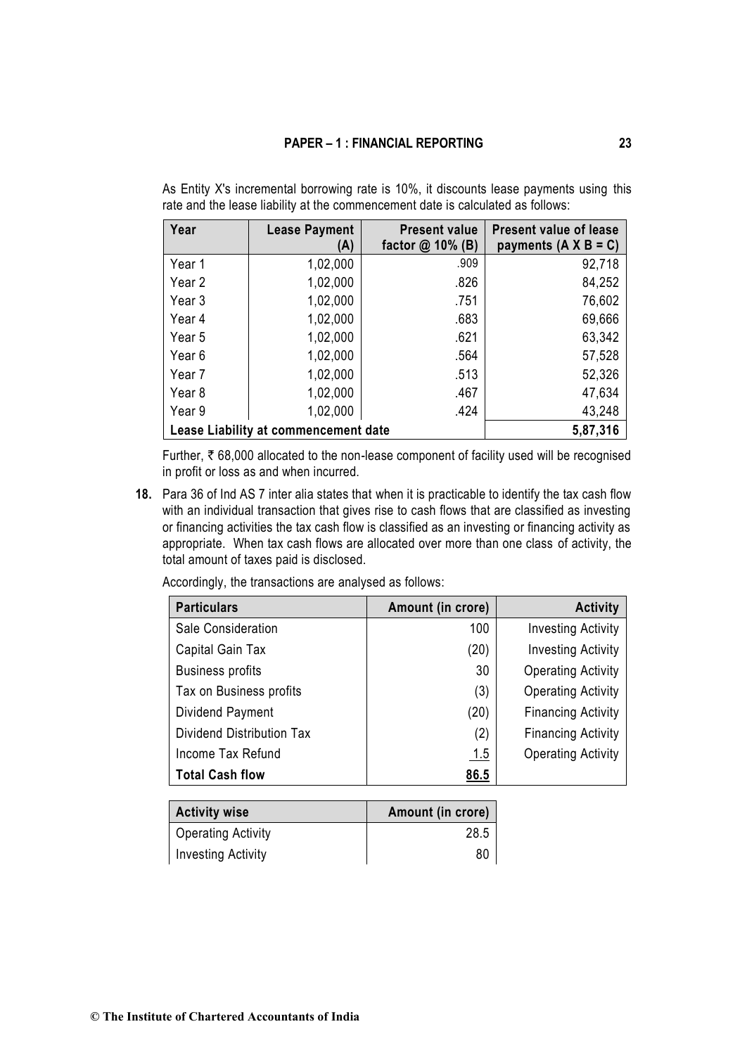As Entity X's incremental borrowing rate is 10%, it discounts lease payments using this rate and the lease liability at the commencement date is calculated as follows:

| Year | Lease Payment (A) | Present value factor @ 10% (B) | Present value of lease payments (A X B = C) |
|---|---:|---:|---:|
| Year 1 | 1,02,000 | .909 | 92,718 |
| Year 2 | 1,02,000 | .826 | 84,252 |
| Year 3 | 1,02,000 | .751 | 76,602 |
| Year 4 | 1,02,000 | .683 | 69,666 |
| Year 5 | 1,02,000 | .621 | 63,342 |
| Year 6 | 1,02,000 | .564 | 57,528 |
| Year 7 | 1,02,000 | .513 | 52,326 |
| Year 8 | 1,02,000 | .467 | 47,634 |
| Year 9 | 1,02,000 | .424 | 43,248 |
| **Lease Liability at commencement date** | | | **5,87,316** |

Further, ₹ 68,000 allocated to the non-lease component of facility used will be recognised in profit or loss as and when incurred.

**18.** Para 36 of Ind AS 7 inter alia states that when it is practicable to identify the tax cash flow with an individual transaction that gives rise to cash flows that are classified as investing or financing activities the tax cash flow is classified as an investing or financing activity as appropriate. When tax cash flows are allocated over more than one class of activity, the total amount of taxes paid is disclosed.

Accordingly, the transactions are analysed as follows:

| Particulars | Amount (in crore) | Activity |
|---|---:|---:|
| Sale Consideration | 100 | Investing Activity |
| Capital Gain Tax | (20) | Investing Activity |
| Business profits | 30 | Operating Activity |
| Tax on Business profits | (3) | Operating Activity |
| Dividend Payment | (20) | Financing Activity |
| Dividend Distribution Tax | (2) | Financing Activity |
| Income Tax Refund | 1.5 | Operating Activity |
| **Total Cash flow** | **86.5** | |

| Activity wise | Amount (in crore) |
|---|---:|
| Operating Activity | 28.5 |
| Investing Activity | 80 |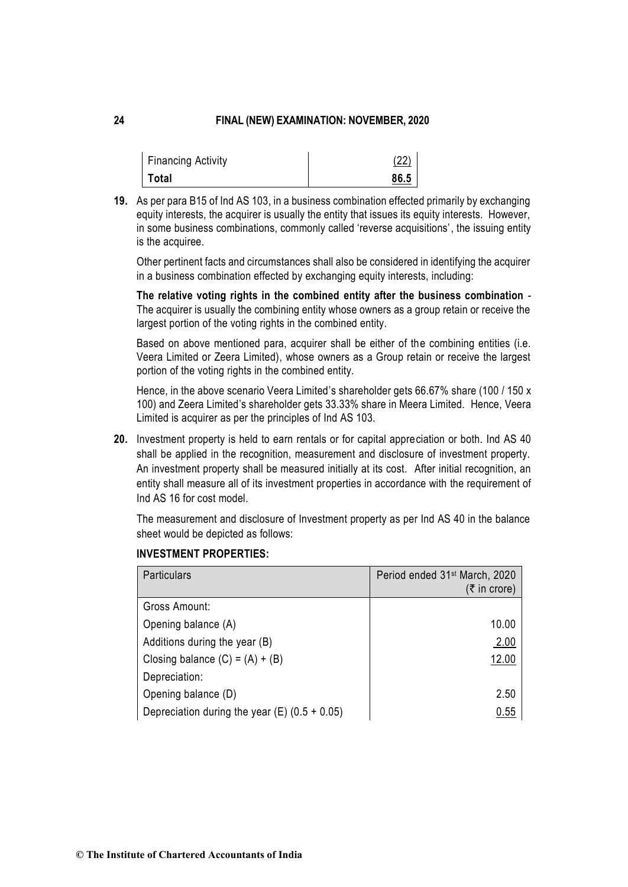| | |
|---|---|
| Financing Activity | (22) |
| **Total** | **86.5** |

**19.** As per para B15 of Ind AS 103, in a business combination effected primarily by exchanging equity interests, the acquirer is usually the entity that issues its equity interests. However, in some business combinations, commonly called 'reverse acquisitions', the issuing entity is the acquiree.

Other pertinent facts and circumstances shall also be considered in identifying the acquirer in a business combination effected by exchanging equity interests, including:

**The relative voting rights in the combined entity after the business combination** - The acquirer is usually the combining entity whose owners as a group retain or receive the largest portion of the voting rights in the combined entity.

Based on above mentioned para, acquirer shall be either of the combining entities (i.e. Veera Limited or Zeera Limited), whose owners as a Group retain or receive the largest portion of the voting rights in the combined entity.

Hence, in the above scenario Veera Limited's shareholder gets 66.67% share (100 / 150 x 100) and Zeera Limited's shareholder gets 33.33% share in Meera Limited. Hence, Veera Limited is acquirer as per the principles of Ind AS 103.

**20.** Investment property is held to earn rentals or for capital appreciation or both. Ind AS 40 shall be applied in the recognition, measurement and disclosure of investment property. An investment property shall be measured initially at its cost. After initial recognition, an entity shall measure all of its investment properties in accordance with the requirement of Ind AS 16 for cost model.

The measurement and disclosure of Investment property as per Ind AS 40 in the balance sheet would be depicted as follows:

**INVESTMENT PROPERTIES:**

| Particulars | Period ended 31st March, 2020 (₹ in crore) |
|---|---|
| Gross Amount: | |
| Opening balance (A) | 10.00 |
| Additions during the year (B) | 2.00 |
| Closing balance (C) = (A) + (B) | 12.00 |
| Depreciation: | |
| Opening balance (D) | 2.50 |
| Depreciation during the year (E) (0.5 + 0.05) | 0.55 |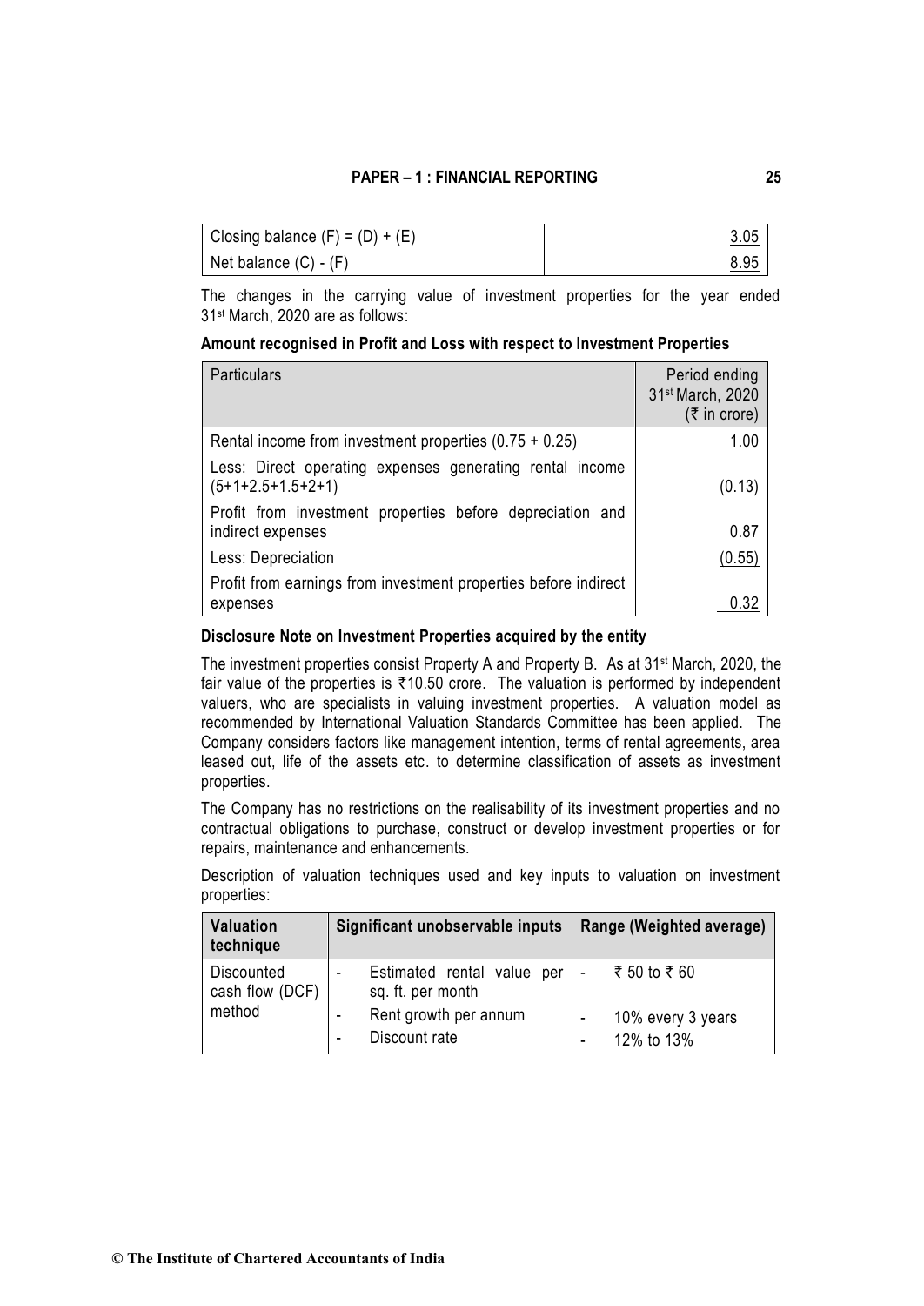| | |
|---|---|
| Closing balance (F) = (D) + (E) | 3.05 |
| Net balance (C) - (F) | 8.95 |

The changes in the carrying value of investment properties for the year ended 31st March, 2020 are as follows:

**Amount recognised in Profit and Loss with respect to Investment Properties**

| Particulars | Period ending 31st March, 2020 (₹ in crore) |
|---|---|
| Rental income from investment properties (0.75 + 0.25) | 1.00 |
| Less: Direct operating expenses generating rental income (5+1+2.5+1.5+2+1) | (0.13) |
| Profit from investment properties before depreciation and indirect expenses | 0.87 |
| Less: Depreciation | (0.55) |
| Profit from earnings from investment properties before indirect expenses | 0.32 |

**Disclosure Note on Investment Properties acquired by the entity**

The investment properties consist Property A and Property B. As at 31st March, 2020, the fair value of the properties is ₹10.50 crore. The valuation is performed by independent valuers, who are specialists in valuing investment properties. A valuation model as recommended by International Valuation Standards Committee has been applied. The Company considers factors like management intention, terms of rental agreements, area leased out, life of the assets etc. to determine classification of assets as investment properties.

The Company has no restrictions on the realisability of its investment properties and no contractual obligations to purchase, construct or develop investment properties or for repairs, maintenance and enhancements.

Description of valuation techniques used and key inputs to valuation on investment properties:

| Valuation technique | Significant unobservable inputs | Range (Weighted average) |
|---|---|---|
| Discounted cash flow (DCF) method | - Estimated rental value per sq. ft. per month | - ₹ 50 to ₹ 60 |
| | - Rent growth per annum | - 10% every 3 years |
| | - Discount rate | - 12% to 13% |